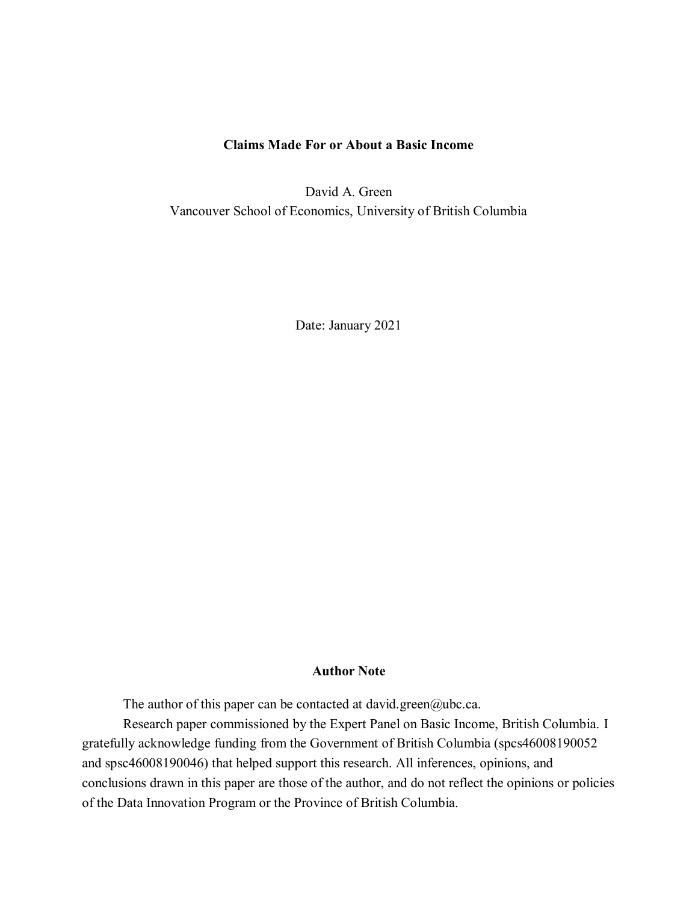# Claims Made For or About a Basic Income

David A. Green

Vancouver School of Economics, University of British Columbia

Date: January 2021

## Author Note

The author of this paper can be contacted at david.green@ubc.ca.

Research paper commissioned by the Expert Panel on Basic Income, British Columbia. I gratefully acknowledge funding from the Government of British Columbia (spcs46008190052 and spsc46008190046) that helped support this research. All inferences, opinions, and conclusions drawn in this paper are those of the author, and do not reflect the opinions or policies of the Data Innovation Program or the Province of British Columbia.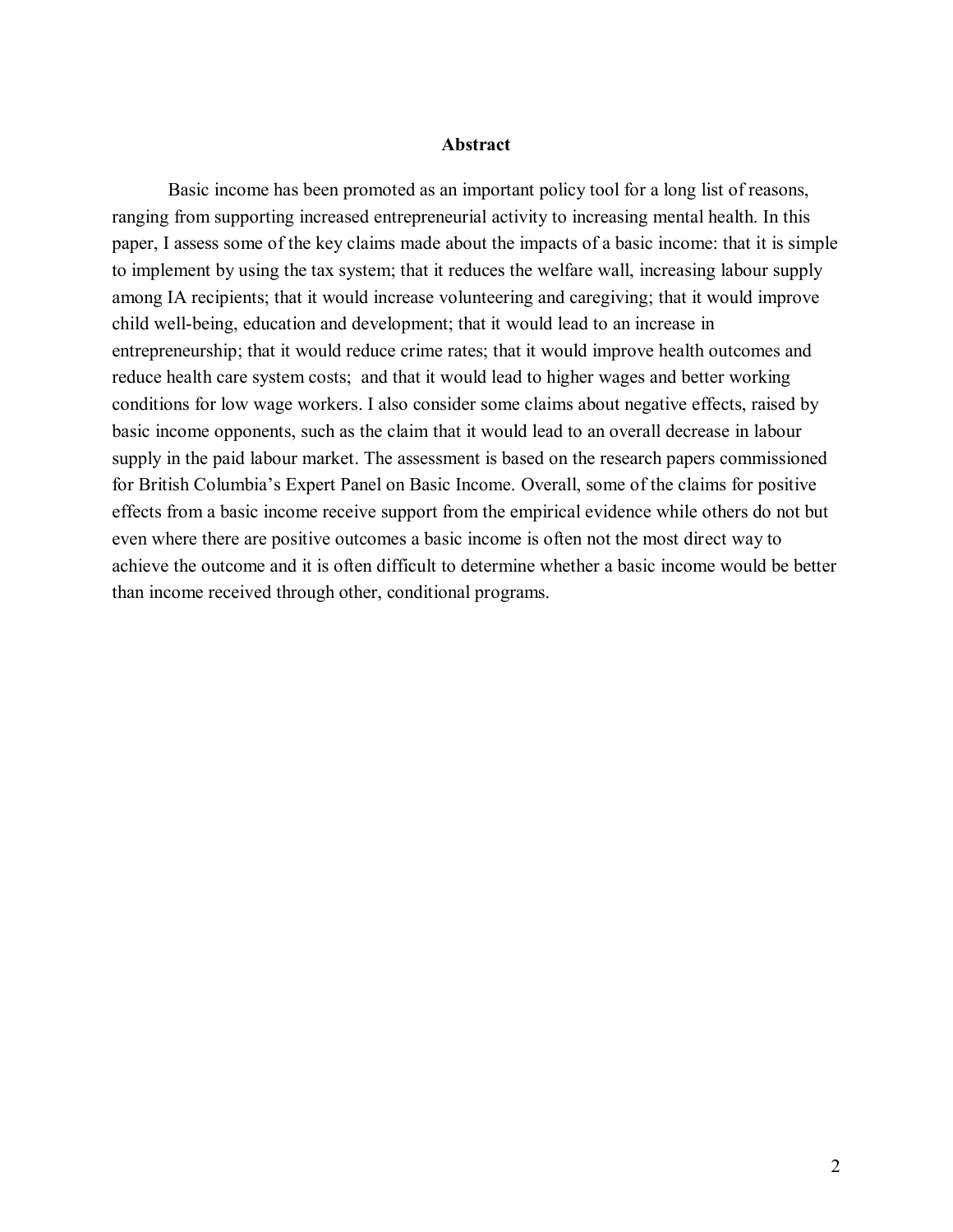## Abstract

Basic income has been promoted as an important policy tool for a long list of reasons, ranging from supporting increased entrepreneurial activity to increasing mental health. In this paper, I assess some of the key claims made about the impacts of a basic income: that it is simple to implement by using the tax system; that it reduces the welfare wall, increasing labour supply among IA recipients; that it would increase volunteering and caregiving; that it would improve child well-being, education and development; that it would lead to an increase in entrepreneurship; that it would reduce crime rates; that it would improve health outcomes and reduce health care system costs; and that it would lead to higher wages and better working conditions for low wage workers. I also consider some claims about negative effects, raised by basic income opponents, such as the claim that it would lead to an overall decrease in labour supply in the paid labour market. The assessment is based on the research papers commissioned for British Columbia's Expert Panel on Basic Income. Overall, some of the claims for positive effects from a basic income receive support from the empirical evidence while others do not but even where there are positive outcomes a basic income is often not the most direct way to achieve the outcome and it is often difficult to determine whether a basic income would be better than income received through other, conditional programs.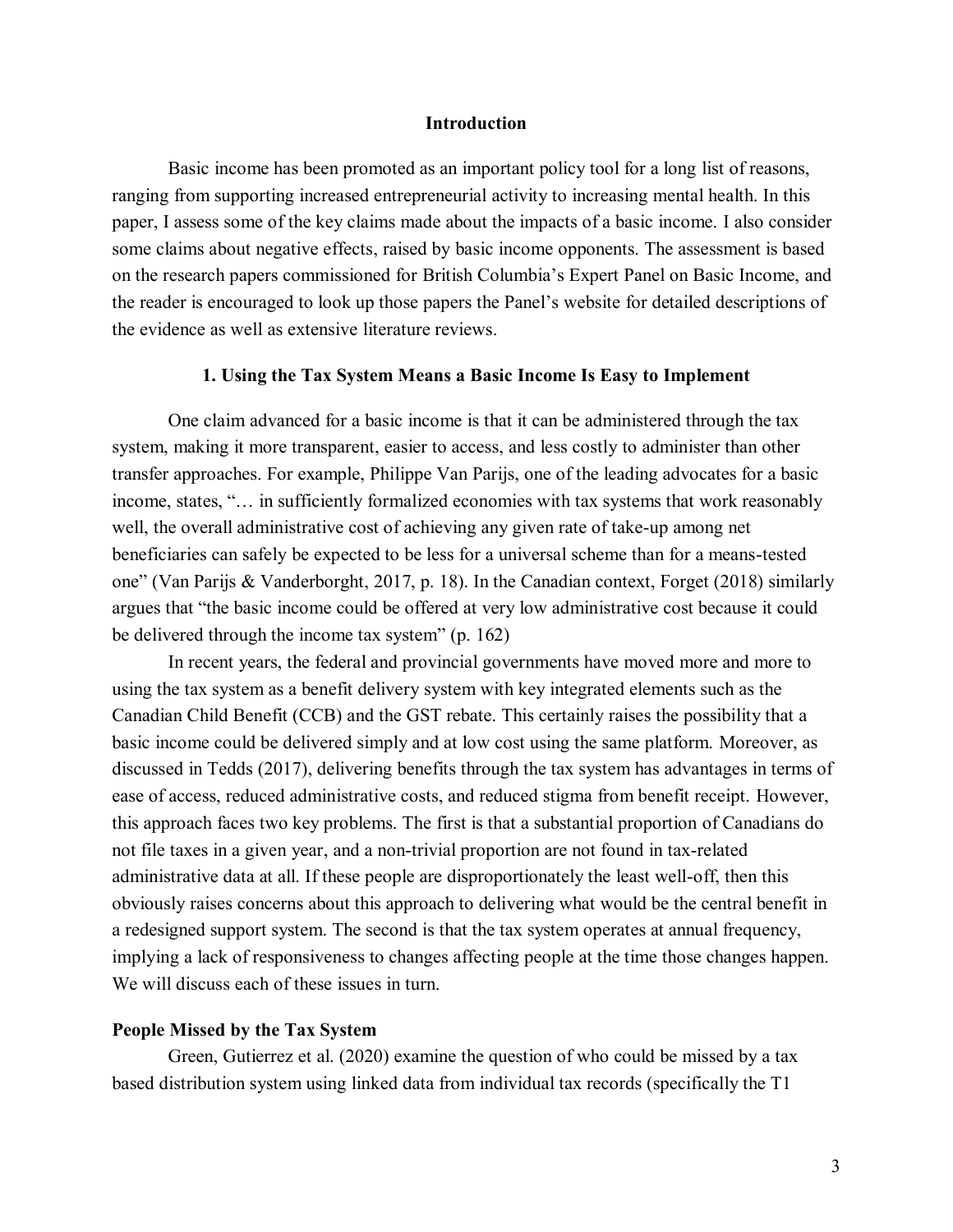## Introduction

Basic income has been promoted as an important policy tool for a long list of reasons, ranging from supporting increased entrepreneurial activity to increasing mental health. In this paper, I assess some of the key claims made about the impacts of a basic income. I also consider some claims about negative effects, raised by basic income opponents. The assessment is based on the research papers commissioned for British Columbia's Expert Panel on Basic Income, and the reader is encouraged to look up those papers the Panel's website for detailed descriptions of the evidence as well as extensive literature reviews.

## 1. Using the Tax System Means a Basic Income Is Easy to Implement

One claim advanced for a basic income is that it can be administered through the tax system, making it more transparent, easier to access, and less costly to administer than other transfer approaches. For example, Philippe Van Parijs, one of the leading advocates for a basic income, states, "… in sufficiently formalized economies with tax systems that work reasonably well, the overall administrative cost of achieving any given rate of take-up among net beneficiaries can safely be expected to be less for a universal scheme than for a means-tested one" (Van Parijs & Vanderborght, 2017, p. 18). In the Canadian context, Forget (2018) similarly argues that "the basic income could be offered at very low administrative cost because it could be delivered through the income tax system" (p. 162)

In recent years, the federal and provincial governments have moved more and more to using the tax system as a benefit delivery system with key integrated elements such as the Canadian Child Benefit (CCB) and the GST rebate. This certainly raises the possibility that a basic income could be delivered simply and at low cost using the same platform. Moreover, as discussed in Tedds (2017), delivering benefits through the tax system has advantages in terms of ease of access, reduced administrative costs, and reduced stigma from benefit receipt. However, this approach faces two key problems. The first is that a substantial proportion of Canadians do not file taxes in a given year, and a non-trivial proportion are not found in tax-related administrative data at all. If these people are disproportionately the least well-off, then this obviously raises concerns about this approach to delivering what would be the central benefit in a redesigned support system. The second is that the tax system operates at annual frequency, implying a lack of responsiveness to changes affecting people at the time those changes happen. We will discuss each of these issues in turn.

### People Missed by the Tax System

Green, Gutierrez et al. (2020) examine the question of who could be missed by a tax based distribution system using linked data from individual tax records (specifically the T1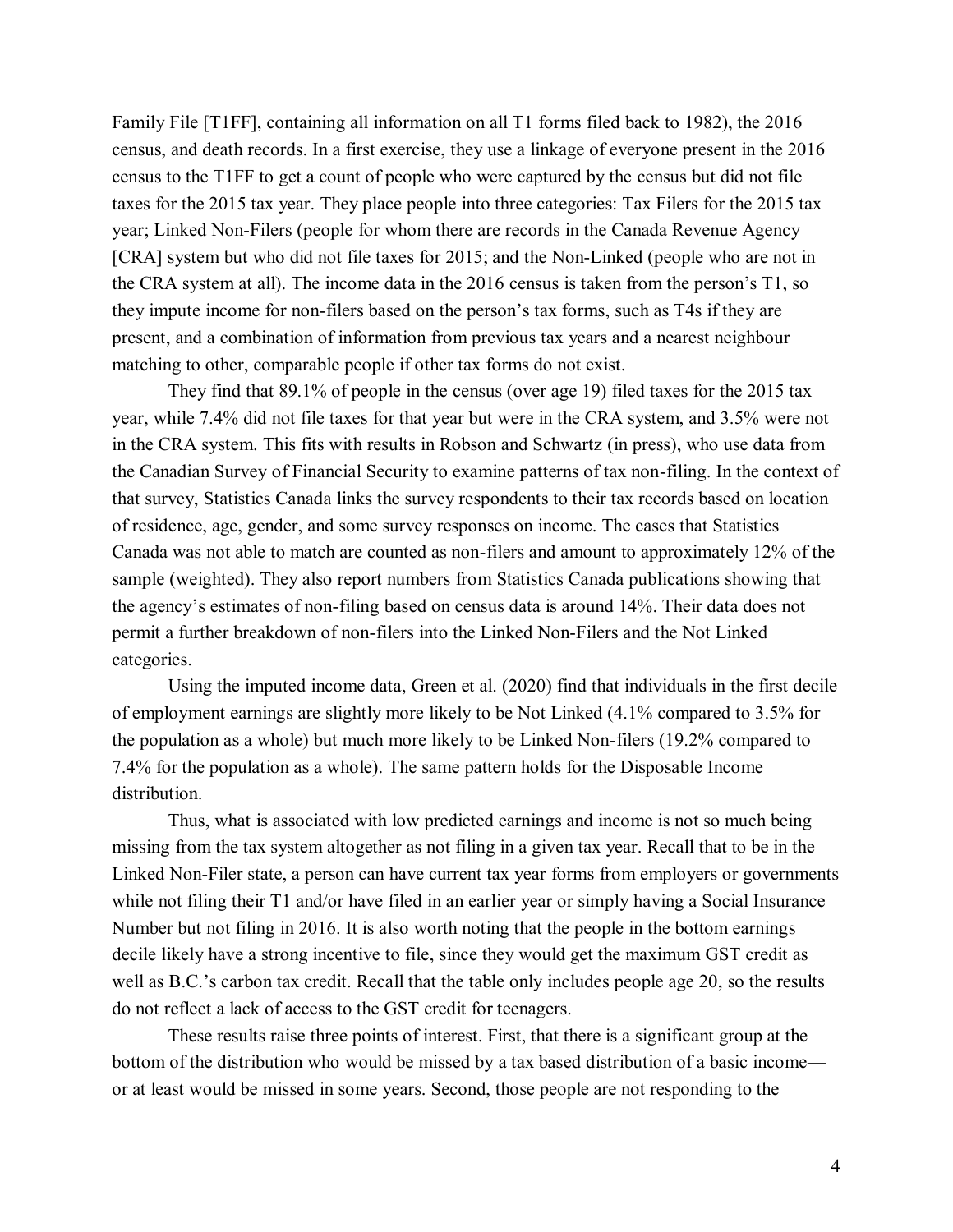Family File [T1FF], containing all information on all T1 forms filed back to 1982), the 2016 census, and death records. In a first exercise, they use a linkage of everyone present in the 2016 census to the T1FF to get a count of people who were captured by the census but did not file taxes for the 2015 tax year. They place people into three categories: Tax Filers for the 2015 tax year; Linked Non-Filers (people for whom there are records in the Canada Revenue Agency [CRA] system but who did not file taxes for 2015; and the Non-Linked (people who are not in the CRA system at all). The income data in the 2016 census is taken from the person's T1, so they impute income for non-filers based on the person's tax forms, such as T4s if they are present, and a combination of information from previous tax years and a nearest neighbour matching to other, comparable people if other tax forms do not exist.

They find that 89.1% of people in the census (over age 19) filed taxes for the 2015 tax year, while 7.4% did not file taxes for that year but were in the CRA system, and 3.5% were not in the CRA system. This fits with results in Robson and Schwartz (in press), who use data from the Canadian Survey of Financial Security to examine patterns of tax non-filing. In the context of that survey, Statistics Canada links the survey respondents to their tax records based on location of residence, age, gender, and some survey responses on income. The cases that Statistics Canada was not able to match are counted as non-filers and amount to approximately 12% of the sample (weighted). They also report numbers from Statistics Canada publications showing that the agency's estimates of non-filing based on census data is around 14%. Their data does not permit a further breakdown of non-filers into the Linked Non-Filers and the Not Linked categories.

Using the imputed income data, Green et al. (2020) find that individuals in the first decile of employment earnings are slightly more likely to be Not Linked (4.1% compared to 3.5% for the population as a whole) but much more likely to be Linked Non-filers (19.2% compared to 7.4% for the population as a whole). The same pattern holds for the Disposable Income distribution.

Thus, what is associated with low predicted earnings and income is not so much being missing from the tax system altogether as not filing in a given tax year. Recall that to be in the Linked Non-Filer state, a person can have current tax year forms from employers or governments while not filing their T1 and/or have filed in an earlier year or simply having a Social Insurance Number but not filing in 2016. It is also worth noting that the people in the bottom earnings decile likely have a strong incentive to file, since they would get the maximum GST credit as well as B.C.'s carbon tax credit. Recall that the table only includes people age 20, so the results do not reflect a lack of access to the GST credit for teenagers.

These results raise three points of interest. First, that there is a significant group at the bottom of the distribution who would be missed by a tax based distribution of a basic income—or at least would be missed in some years. Second, those people are not responding to the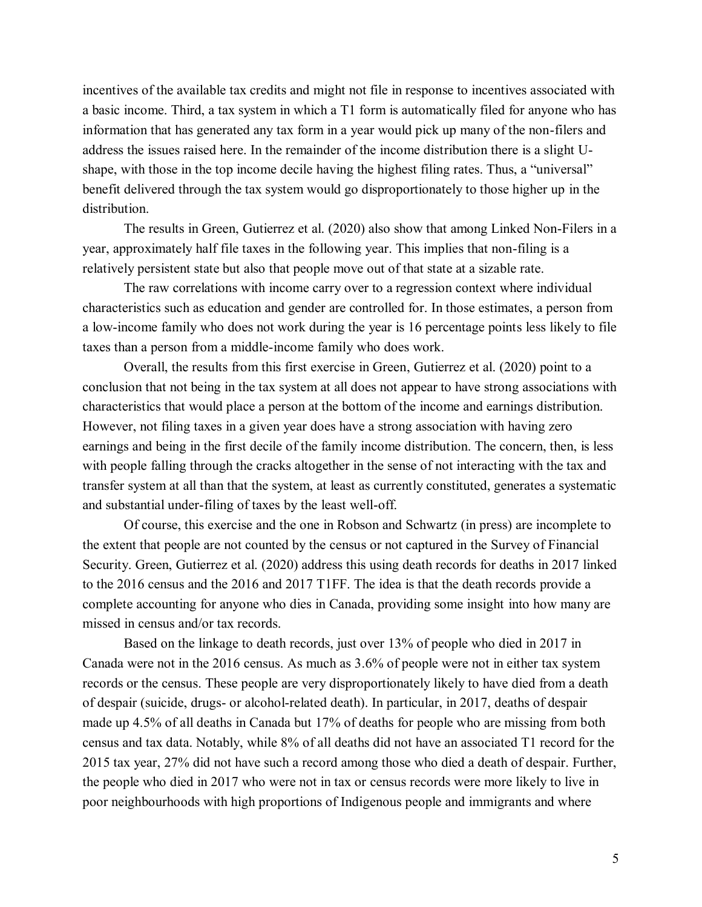incentives of the available tax credits and might not file in response to incentives associated with a basic income. Third, a tax system in which a T1 form is automatically filed for anyone who has information that has generated any tax form in a year would pick up many of the non-filers and address the issues raised here. In the remainder of the income distribution there is a slight U-shape, with those in the top income decile having the highest filing rates. Thus, a "universal" benefit delivered through the tax system would go disproportionately to those higher up in the distribution.

The results in Green, Gutierrez et al. (2020) also show that among Linked Non-Filers in a year, approximately half file taxes in the following year. This implies that non-filing is a relatively persistent state but also that people move out of that state at a sizable rate.

The raw correlations with income carry over to a regression context where individual characteristics such as education and gender are controlled for. In those estimates, a person from a low-income family who does not work during the year is 16 percentage points less likely to file taxes than a person from a middle-income family who does work.

Overall, the results from this first exercise in Green, Gutierrez et al. (2020) point to a conclusion that not being in the tax system at all does not appear to have strong associations with characteristics that would place a person at the bottom of the income and earnings distribution. However, not filing taxes in a given year does have a strong association with having zero earnings and being in the first decile of the family income distribution. The concern, then, is less with people falling through the cracks altogether in the sense of not interacting with the tax and transfer system at all than that the system, at least as currently constituted, generates a systematic and substantial under-filing of taxes by the least well-off.

Of course, this exercise and the one in Robson and Schwartz (in press) are incomplete to the extent that people are not counted by the census or not captured in the Survey of Financial Security. Green, Gutierrez et al. (2020) address this using death records for deaths in 2017 linked to the 2016 census and the 2016 and 2017 T1FF. The idea is that the death records provide a complete accounting for anyone who dies in Canada, providing some insight into how many are missed in census and/or tax records.

Based on the linkage to death records, just over 13% of people who died in 2017 in Canada were not in the 2016 census. As much as 3.6% of people were not in either tax system records or the census. These people are very disproportionately likely to have died from a death of despair (suicide, drugs- or alcohol-related death). In particular, in 2017, deaths of despair made up 4.5% of all deaths in Canada but 17% of deaths for people who are missing from both census and tax data. Notably, while 8% of all deaths did not have an associated T1 record for the 2015 tax year, 27% did not have such a record among those who died a death of despair. Further, the people who died in 2017 who were not in tax or census records were more likely to live in poor neighbourhoods with high proportions of Indigenous people and immigrants and where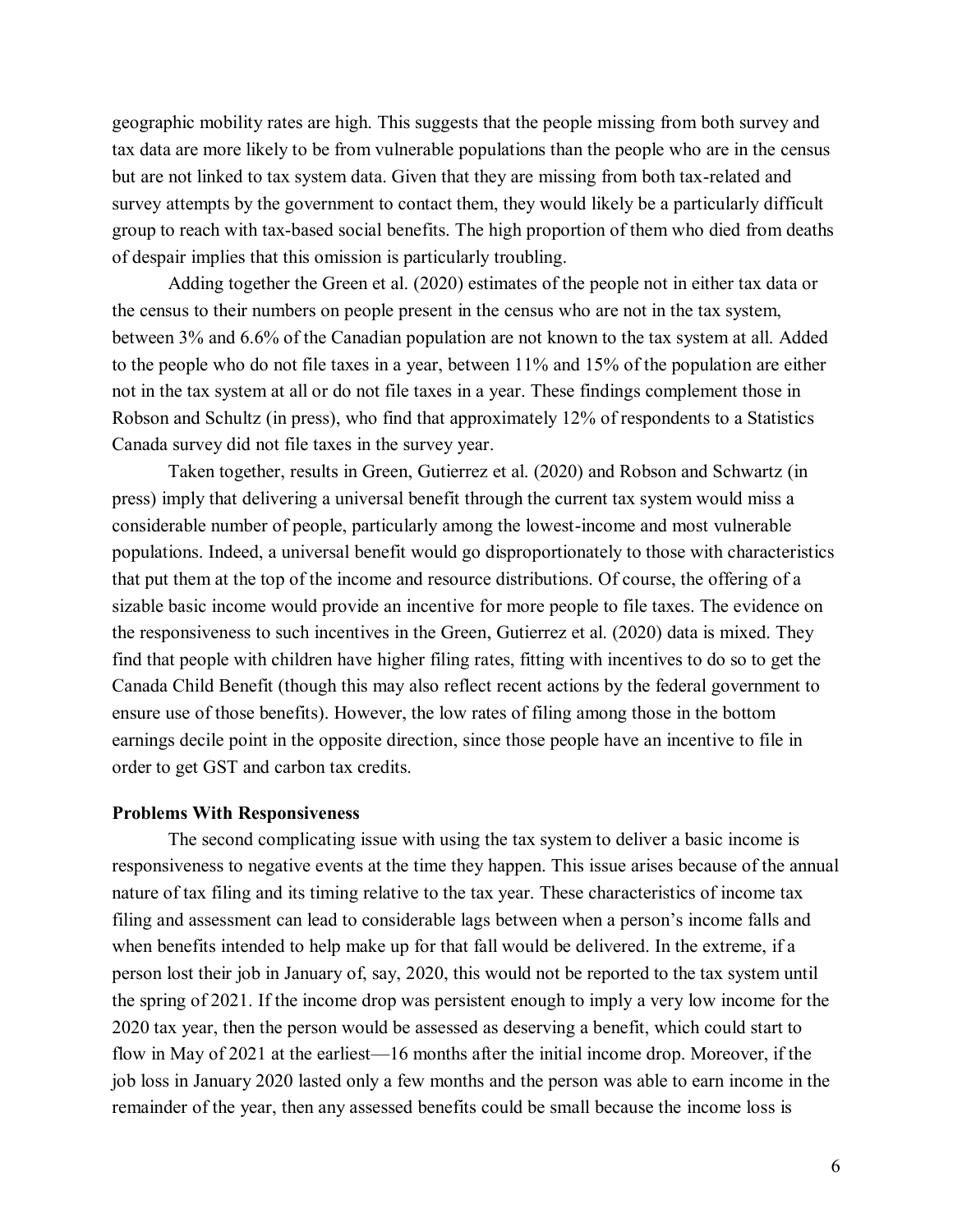geographic mobility rates are high. This suggests that the people missing from both survey and tax data are more likely to be from vulnerable populations than the people who are in the census but are not linked to tax system data. Given that they are missing from both tax-related and survey attempts by the government to contact them, they would likely be a particularly difficult group to reach with tax-based social benefits. The high proportion of them who died from deaths of despair implies that this omission is particularly troubling.

Adding together the Green et al. (2020) estimates of the people not in either tax data or the census to their numbers on people present in the census who are not in the tax system, between 3% and 6.6% of the Canadian population are not known to the tax system at all. Added to the people who do not file taxes in a year, between 11% and 15% of the population are either not in the tax system at all or do not file taxes in a year. These findings complement those in Robson and Schultz (in press), who find that approximately 12% of respondents to a Statistics Canada survey did not file taxes in the survey year.

Taken together, results in Green, Gutierrez et al. (2020) and Robson and Schwartz (in press) imply that delivering a universal benefit through the current tax system would miss a considerable number of people, particularly among the lowest-income and most vulnerable populations. Indeed, a universal benefit would go disproportionately to those with characteristics that put them at the top of the income and resource distributions. Of course, the offering of a sizable basic income would provide an incentive for more people to file taxes. The evidence on the responsiveness to such incentives in the Green, Gutierrez et al. (2020) data is mixed. They find that people with children have higher filing rates, fitting with incentives to do so to get the Canada Child Benefit (though this may also reflect recent actions by the federal government to ensure use of those benefits). However, the low rates of filing among those in the bottom earnings decile point in the opposite direction, since those people have an incentive to file in order to get GST and carbon tax credits.

### Problems With Responsiveness

The second complicating issue with using the tax system to deliver a basic income is responsiveness to negative events at the time they happen. This issue arises because of the annual nature of tax filing and its timing relative to the tax year. These characteristics of income tax filing and assessment can lead to considerable lags between when a person's income falls and when benefits intended to help make up for that fall would be delivered. In the extreme, if a person lost their job in January of, say, 2020, this would not be reported to the tax system until the spring of 2021. If the income drop was persistent enough to imply a very low income for the 2020 tax year, then the person would be assessed as deserving a benefit, which could start to flow in May of 2021 at the earliest—16 months after the initial income drop. Moreover, if the job loss in January 2020 lasted only a few months and the person was able to earn income in the remainder of the year, then any assessed benefits could be small because the income loss is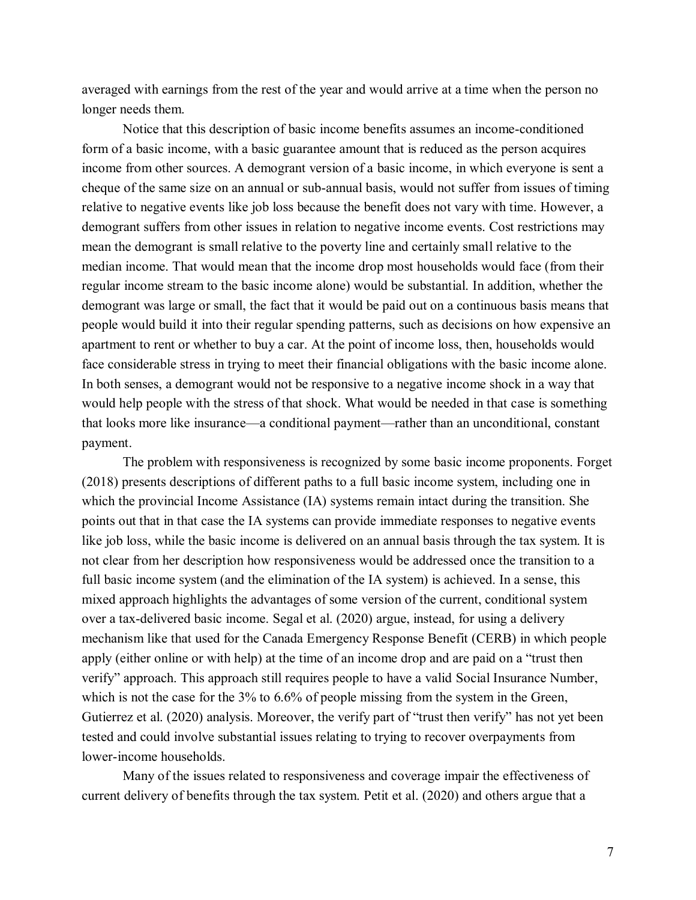averaged with earnings from the rest of the year and would arrive at a time when the person no longer needs them.

Notice that this description of basic income benefits assumes an income-conditioned form of a basic income, with a basic guarantee amount that is reduced as the person acquires income from other sources. A demogrant version of a basic income, in which everyone is sent a cheque of the same size on an annual or sub-annual basis, would not suffer from issues of timing relative to negative events like job loss because the benefit does not vary with time. However, a demogrant suffers from other issues in relation to negative income events. Cost restrictions may mean the demogrant is small relative to the poverty line and certainly small relative to the median income. That would mean that the income drop most households would face (from their regular income stream to the basic income alone) would be substantial. In addition, whether the demogrant was large or small, the fact that it would be paid out on a continuous basis means that people would build it into their regular spending patterns, such as decisions on how expensive an apartment to rent or whether to buy a car. At the point of income loss, then, households would face considerable stress in trying to meet their financial obligations with the basic income alone. In both senses, a demogrant would not be responsive to a negative income shock in a way that would help people with the stress of that shock. What would be needed in that case is something that looks more like insurance—a conditional payment—rather than an unconditional, constant payment.

The problem with responsiveness is recognized by some basic income proponents. Forget (2018) presents descriptions of different paths to a full basic income system, including one in which the provincial Income Assistance (IA) systems remain intact during the transition. She points out that in that case the IA systems can provide immediate responses to negative events like job loss, while the basic income is delivered on an annual basis through the tax system. It is not clear from her description how responsiveness would be addressed once the transition to a full basic income system (and the elimination of the IA system) is achieved. In a sense, this mixed approach highlights the advantages of some version of the current, conditional system over a tax-delivered basic income. Segal et al. (2020) argue, instead, for using a delivery mechanism like that used for the Canada Emergency Response Benefit (CERB) in which people apply (either online or with help) at the time of an income drop and are paid on a "trust then verify" approach. This approach still requires people to have a valid Social Insurance Number, which is not the case for the 3% to 6.6% of people missing from the system in the Green, Gutierrez et al. (2020) analysis. Moreover, the verify part of "trust then verify" has not yet been tested and could involve substantial issues relating to trying to recover overpayments from lower-income households.

Many of the issues related to responsiveness and coverage impair the effectiveness of current delivery of benefits through the tax system. Petit et al. (2020) and others argue that a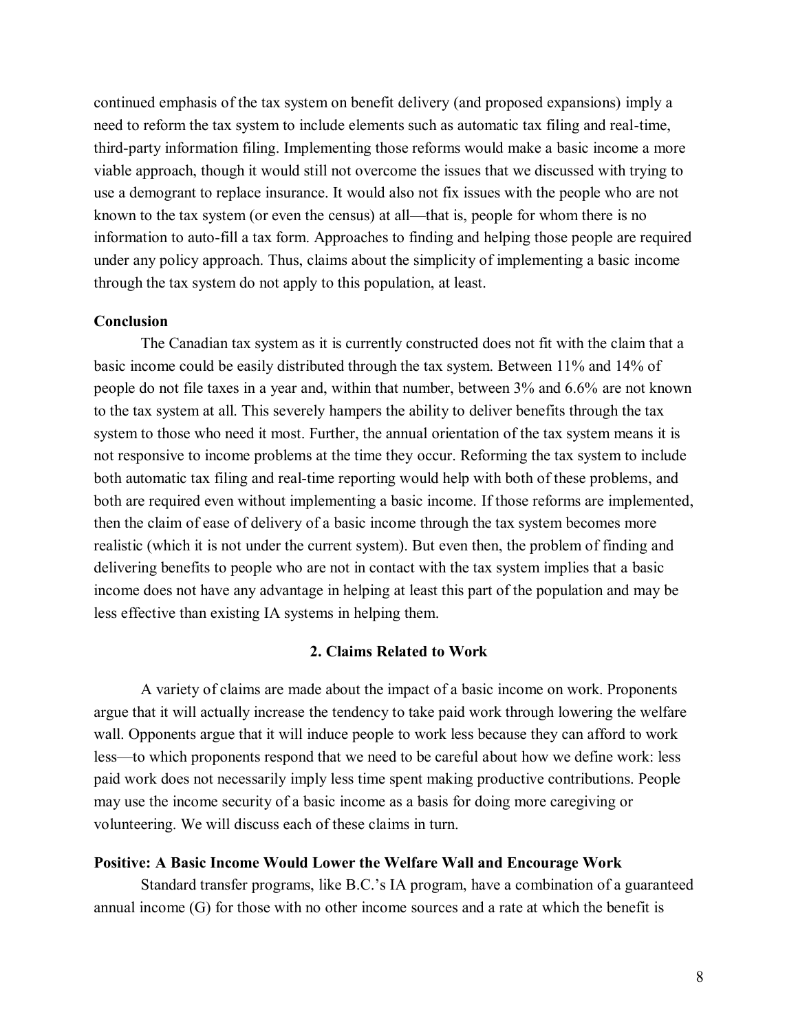continued emphasis of the tax system on benefit delivery (and proposed expansions) imply a need to reform the tax system to include elements such as automatic tax filing and real-time, third-party information filing. Implementing those reforms would make a basic income a more viable approach, though it would still not overcome the issues that we discussed with trying to use a demogrant to replace insurance. It would also not fix issues with the people who are not known to the tax system (or even the census) at all—that is, people for whom there is no information to auto-fill a tax form. Approaches to finding and helping those people are required under any policy approach. Thus, claims about the simplicity of implementing a basic income through the tax system do not apply to this population, at least.

**Conclusion**

The Canadian tax system as it is currently constructed does not fit with the claim that a basic income could be easily distributed through the tax system. Between 11% and 14% of people do not file taxes in a year and, within that number, between 3% and 6.6% are not known to the tax system at all. This severely hampers the ability to deliver benefits through the tax system to those who need it most. Further, the annual orientation of the tax system means it is not responsive to income problems at the time they occur. Reforming the tax system to include both automatic tax filing and real-time reporting would help with both of these problems, and both are required even without implementing a basic income. If those reforms are implemented, then the claim of ease of delivery of a basic income through the tax system becomes more realistic (which it is not under the current system). But even then, the problem of finding and delivering benefits to people who are not in contact with the tax system implies that a basic income does not have any advantage in helping at least this part of the population and may be less effective than existing IA systems in helping them.

## 2. Claims Related to Work

A variety of claims are made about the impact of a basic income on work. Proponents argue that it will actually increase the tendency to take paid work through lowering the welfare wall. Opponents argue that it will induce people to work less because they can afford to work less—to which proponents respond that we need to be careful about how we define work: less paid work does not necessarily imply less time spent making productive contributions. People may use the income security of a basic income as a basis for doing more caregiving or volunteering. We will discuss each of these claims in turn.

**Positive: A Basic Income Would Lower the Welfare Wall and Encourage Work**

Standard transfer programs, like B.C.'s IA program, have a combination of a guaranteed annual income (G) for those with no other income sources and a rate at which the benefit is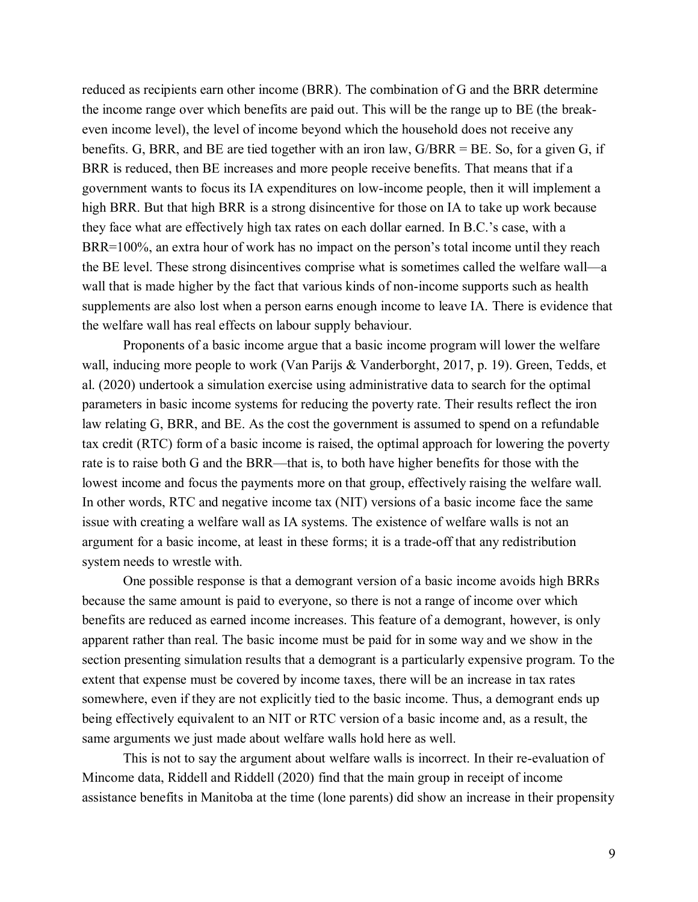reduced as recipients earn other income (BRR). The combination of G and the BRR determine the income range over which benefits are paid out. This will be the range up to BE (the break-even income level), the level of income beyond which the household does not receive any benefits. G, BRR, and BE are tied together with an iron law, $G/BRR = BE$. So, for a given G, if BRR is reduced, then BE increases and more people receive benefits. That means that if a government wants to focus its IA expenditures on low-income people, then it will implement a high BRR. But that high BRR is a strong disincentive for those on IA to take up work because they face what are effectively high tax rates on each dollar earned. In B.C.'s case, with a BRR=100%, an extra hour of work has no impact on the person's total income until they reach the BE level. These strong disincentives comprise what is sometimes called the welfare wall—a wall that is made higher by the fact that various kinds of non-income supports such as health supplements are also lost when a person earns enough income to leave IA. There is evidence that the welfare wall has real effects on labour supply behaviour.

Proponents of a basic income argue that a basic income program will lower the welfare wall, inducing more people to work (Van Parijs & Vanderborght, 2017, p. 19). Green, Tedds, et al. (2020) undertook a simulation exercise using administrative data to search for the optimal parameters in basic income systems for reducing the poverty rate. Their results reflect the iron law relating G, BRR, and BE. As the cost the government is assumed to spend on a refundable tax credit (RTC) form of a basic income is raised, the optimal approach for lowering the poverty rate is to raise both G and the BRR—that is, to both have higher benefits for those with the lowest income and focus the payments more on that group, effectively raising the welfare wall. In other words, RTC and negative income tax (NIT) versions of a basic income face the same issue with creating a welfare wall as IA systems. The existence of welfare walls is not an argument for a basic income, at least in these forms; it is a trade-off that any redistribution system needs to wrestle with.

One possible response is that a demogrant version of a basic income avoids high BRRs because the same amount is paid to everyone, so there is not a range of income over which benefits are reduced as earned income increases. This feature of a demogrant, however, is only apparent rather than real. The basic income must be paid for in some way and we show in the section presenting simulation results that a demogrant is a particularly expensive program. To the extent that expense must be covered by income taxes, there will be an increase in tax rates somewhere, even if they are not explicitly tied to the basic income. Thus, a demogrant ends up being effectively equivalent to an NIT or RTC version of a basic income and, as a result, the same arguments we just made about welfare walls hold here as well.

This is not to say the argument about welfare walls is incorrect. In their re-evaluation of Mincome data, Riddell and Riddell (2020) find that the main group in receipt of income assistance benefits in Manitoba at the time (lone parents) did show an increase in their propensity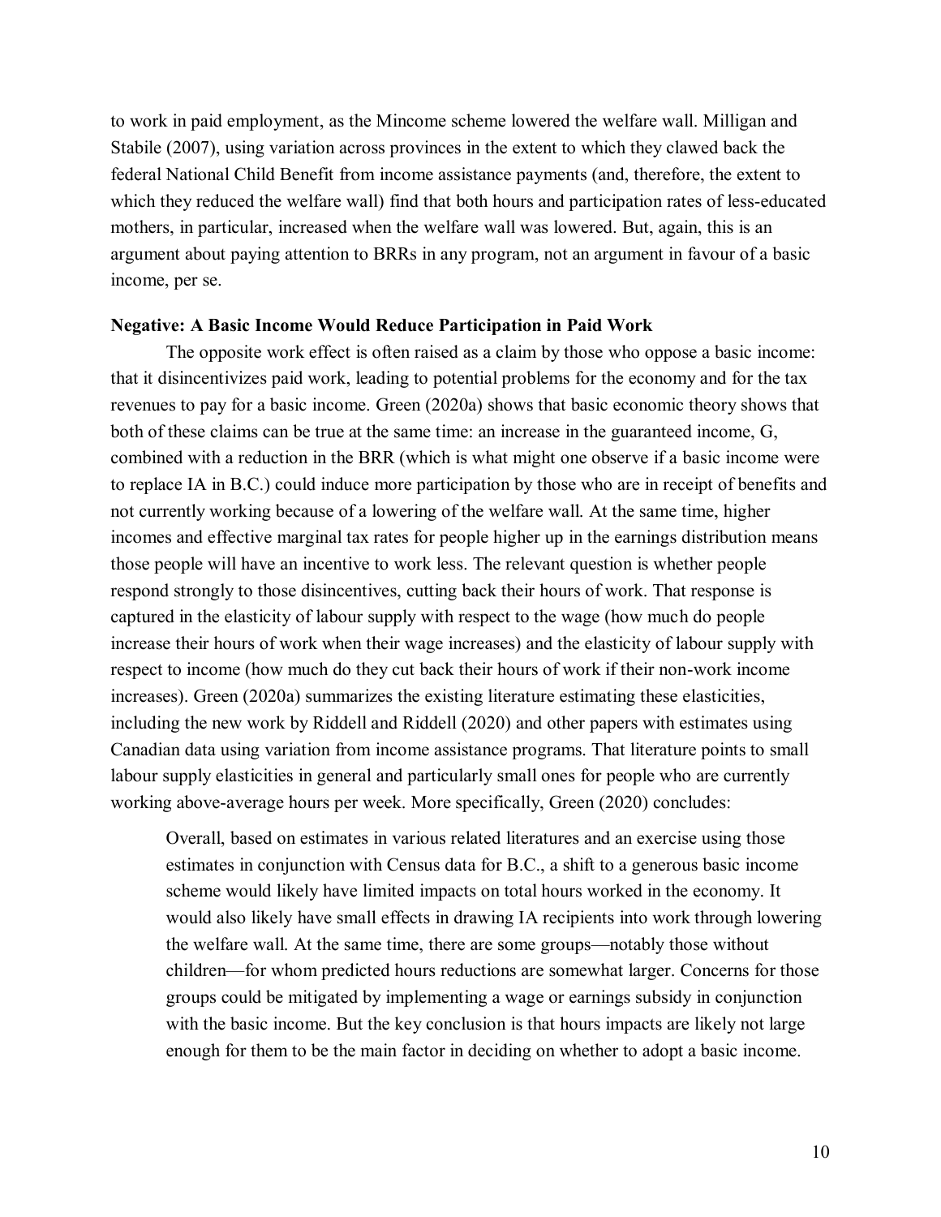to work in paid employment, as the Mincome scheme lowered the welfare wall. Milligan and Stabile (2007), using variation across provinces in the extent to which they clawed back the federal National Child Benefit from income assistance payments (and, therefore, the extent to which they reduced the welfare wall) find that both hours and participation rates of less-educated mothers, in particular, increased when the welfare wall was lowered. But, again, this is an argument about paying attention to BRRs in any program, not an argument in favour of a basic income, per se.

**Negative: A Basic Income Would Reduce Participation in Paid Work**

The opposite work effect is often raised as a claim by those who oppose a basic income: that it disincentivizes paid work, leading to potential problems for the economy and for the tax revenues to pay for a basic income. Green (2020a) shows that basic economic theory shows that both of these claims can be true at the same time: an increase in the guaranteed income, G, combined with a reduction in the BRR (which is what might one observe if a basic income were to replace IA in B.C.) could induce more participation by those who are in receipt of benefits and not currently working because of a lowering of the welfare wall. At the same time, higher incomes and effective marginal tax rates for people higher up in the earnings distribution means those people will have an incentive to work less. The relevant question is whether people respond strongly to those disincentives, cutting back their hours of work. That response is captured in the elasticity of labour supply with respect to the wage (how much do people increase their hours of work when their wage increases) and the elasticity of labour supply with respect to income (how much do they cut back their hours of work if their non-work income increases). Green (2020a) summarizes the existing literature estimating these elasticities, including the new work by Riddell and Riddell (2020) and other papers with estimates using Canadian data using variation from income assistance programs. That literature points to small labour supply elasticities in general and particularly small ones for people who are currently working above-average hours per week. More specifically, Green (2020) concludes:

> Overall, based on estimates in various related literatures and an exercise using those estimates in conjunction with Census data for B.C., a shift to a generous basic income scheme would likely have limited impacts on total hours worked in the economy. It would also likely have small effects in drawing IA recipients into work through lowering the welfare wall. At the same time, there are some groups—notably those without children—for whom predicted hours reductions are somewhat larger. Concerns for those groups could be mitigated by implementing a wage or earnings subsidy in conjunction with the basic income. But the key conclusion is that hours impacts are likely not large enough for them to be the main factor in deciding on whether to adopt a basic income.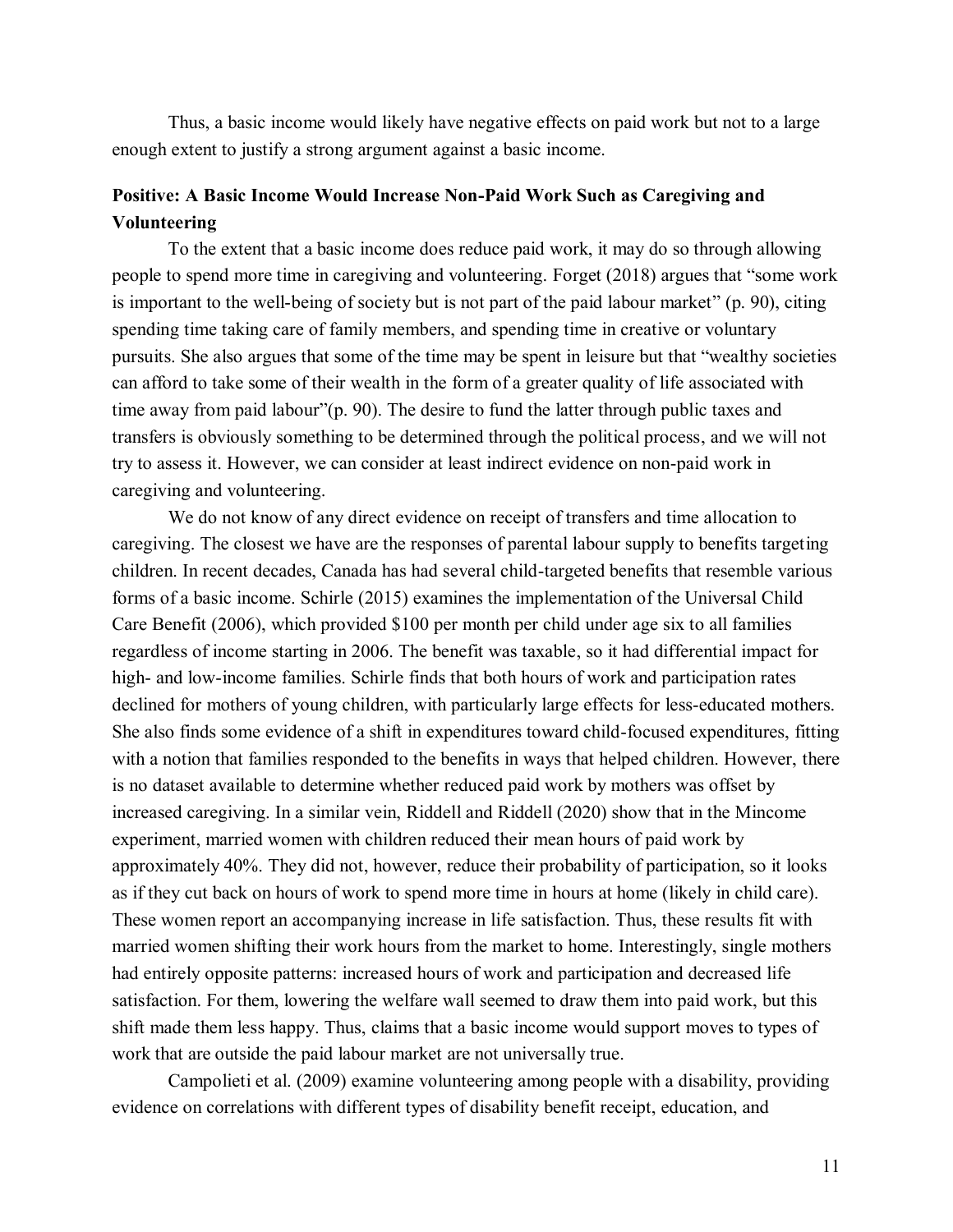Thus, a basic income would likely have negative effects on paid work but not to a large enough extent to justify a strong argument against a basic income.

### Positive: A Basic Income Would Increase Non-Paid Work Such as Caregiving and Volunteering

To the extent that a basic income does reduce paid work, it may do so through allowing people to spend more time in caregiving and volunteering. Forget (2018) argues that "some work is important to the well-being of society but is not part of the paid labour market" (p. 90), citing spending time taking care of family members, and spending time in creative or voluntary pursuits. She also argues that some of the time may be spent in leisure but that "wealthy societies can afford to take some of their wealth in the form of a greater quality of life associated with time away from paid labour"(p. 90). The desire to fund the latter through public taxes and transfers is obviously something to be determined through the political process, and we will not try to assess it. However, we can consider at least indirect evidence on non-paid work in caregiving and volunteering.

We do not know of any direct evidence on receipt of transfers and time allocation to caregiving. The closest we have are the responses of parental labour supply to benefits targeting children. In recent decades, Canada has had several child-targeted benefits that resemble various forms of a basic income. Schirle (2015) examines the implementation of the Universal Child Care Benefit (2006), which provided $100 per month per child under age six to all families regardless of income starting in 2006. The benefit was taxable, so it had differential impact for high- and low-income families. Schirle finds that both hours of work and participation rates declined for mothers of young children, with particularly large effects for less-educated mothers. She also finds some evidence of a shift in expenditures toward child-focused expenditures, fitting with a notion that families responded to the benefits in ways that helped children. However, there is no dataset available to determine whether reduced paid work by mothers was offset by increased caregiving. In a similar vein, Riddell and Riddell (2020) show that in the Mincome experiment, married women with children reduced their mean hours of paid work by approximately 40%. They did not, however, reduce their probability of participation, so it looks as if they cut back on hours of work to spend more time in hours at home (likely in child care). These women report an accompanying increase in life satisfaction. Thus, these results fit with married women shifting their work hours from the market to home. Interestingly, single mothers had entirely opposite patterns: increased hours of work and participation and decreased life satisfaction. For them, lowering the welfare wall seemed to draw them into paid work, but this shift made them less happy. Thus, claims that a basic income would support moves to types of work that are outside the paid labour market are not universally true.

Campolieti et al. (2009) examine volunteering among people with a disability, providing evidence on correlations with different types of disability benefit receipt, education, and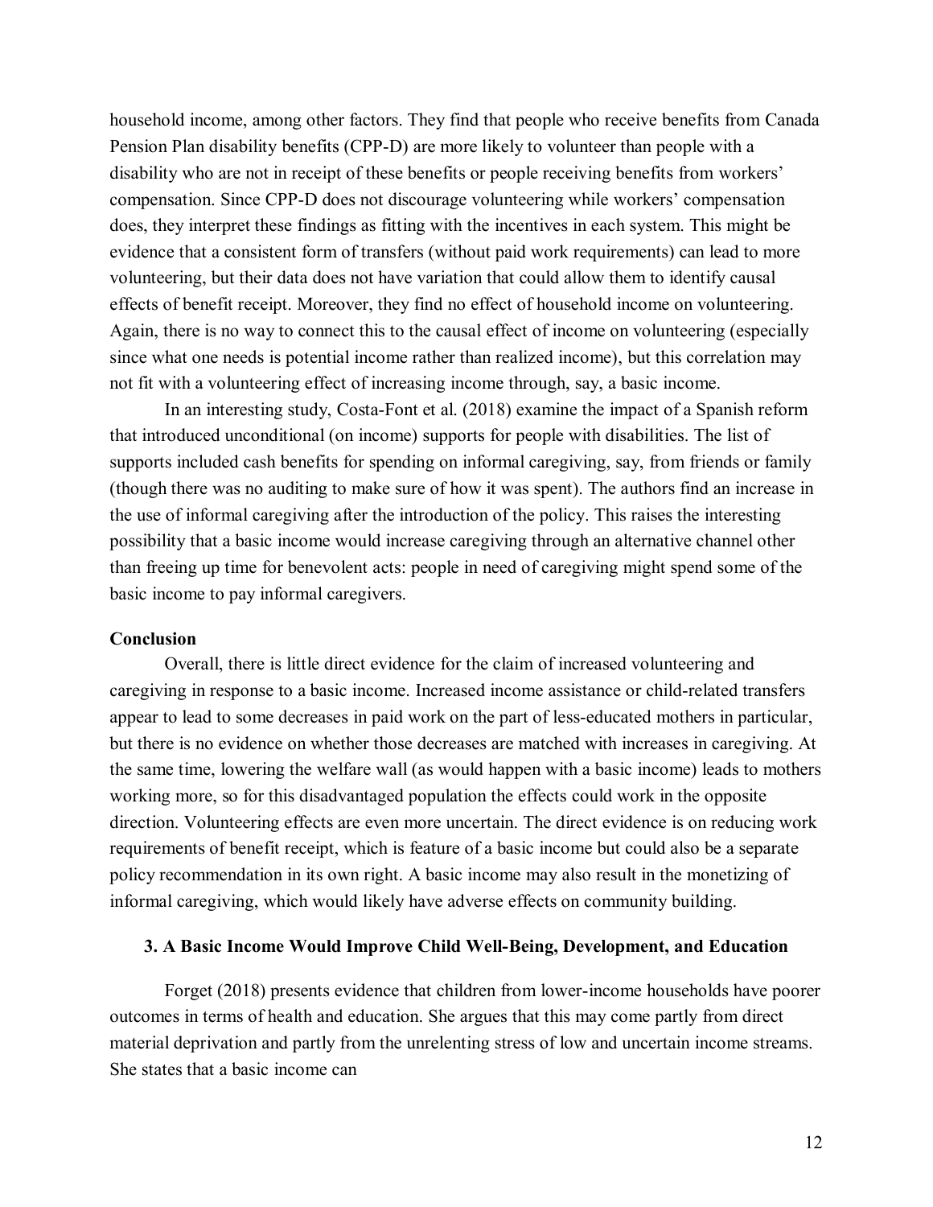household income, among other factors. They find that people who receive benefits from Canada Pension Plan disability benefits (CPP-D) are more likely to volunteer than people with a disability who are not in receipt of these benefits or people receiving benefits from workers' compensation. Since CPP-D does not discourage volunteering while workers' compensation does, they interpret these findings as fitting with the incentives in each system. This might be evidence that a consistent form of transfers (without paid work requirements) can lead to more volunteering, but their data does not have variation that could allow them to identify causal effects of benefit receipt. Moreover, they find no effect of household income on volunteering. Again, there is no way to connect this to the causal effect of income on volunteering (especially since what one needs is potential income rather than realized income), but this correlation may not fit with a volunteering effect of increasing income through, say, a basic income.

In an interesting study, Costa-Font et al. (2018) examine the impact of a Spanish reform that introduced unconditional (on income) supports for people with disabilities. The list of supports included cash benefits for spending on informal caregiving, say, from friends or family (though there was no auditing to make sure of how it was spent). The authors find an increase in the use of informal caregiving after the introduction of the policy. This raises the interesting possibility that a basic income would increase caregiving through an alternative channel other than freeing up time for benevolent acts: people in need of caregiving might spend some of the basic income to pay informal caregivers.

**Conclusion**

Overall, there is little direct evidence for the claim of increased volunteering and caregiving in response to a basic income. Increased income assistance or child-related transfers appear to lead to some decreases in paid work on the part of less-educated mothers in particular, but there is no evidence on whether those decreases are matched with increases in caregiving. At the same time, lowering the welfare wall (as would happen with a basic income) leads to mothers working more, so for this disadvantaged population the effects could work in the opposite direction. Volunteering effects are even more uncertain. The direct evidence is on reducing work requirements of benefit receipt, which is feature of a basic income but could also be a separate policy recommendation in its own right. A basic income may also result in the monetizing of informal caregiving, which would likely have adverse effects on community building.

### 3. A Basic Income Would Improve Child Well-Being, Development, and Education

Forget (2018) presents evidence that children from lower-income households have poorer outcomes in terms of health and education. She argues that this may come partly from direct material deprivation and partly from the unrelenting stress of low and uncertain income streams. She states that a basic income can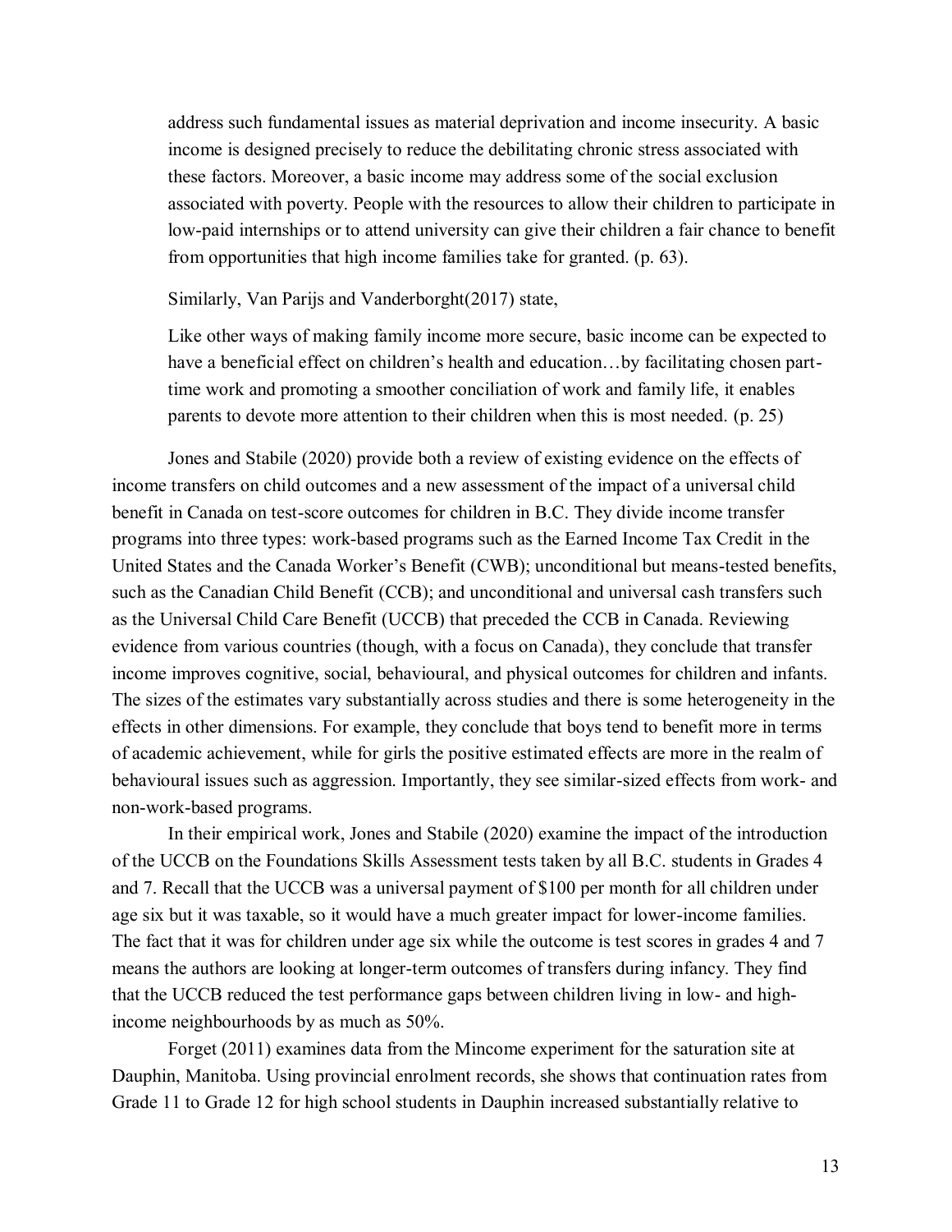> address such fundamental issues as material deprivation and income insecurity. A basic income is designed precisely to reduce the debilitating chronic stress associated with these factors. Moreover, a basic income may address some of the social exclusion associated with poverty. People with the resources to allow their children to participate in low-paid internships or to attend university can give their children a fair chance to benefit from opportunities that high income families take for granted. (p. 63).

Similarly, Van Parijs and Vanderborght(2017) state,

> Like other ways of making family income more secure, basic income can be expected to have a beneficial effect on children's health and education…by facilitating chosen part-time work and promoting a smoother conciliation of work and family life, it enables parents to devote more attention to their children when this is most needed. (p. 25)

Jones and Stabile (2020) provide both a review of existing evidence on the effects of income transfers on child outcomes and a new assessment of the impact of a universal child benefit in Canada on test-score outcomes for children in B.C. They divide income transfer programs into three types: work-based programs such as the Earned Income Tax Credit in the United States and the Canada Worker's Benefit (CWB); unconditional but means-tested benefits, such as the Canadian Child Benefit (CCB); and unconditional and universal cash transfers such as the Universal Child Care Benefit (UCCB) that preceded the CCB in Canada. Reviewing evidence from various countries (though, with a focus on Canada), they conclude that transfer income improves cognitive, social, behavioural, and physical outcomes for children and infants. The sizes of the estimates vary substantially across studies and there is some heterogeneity in the effects in other dimensions. For example, they conclude that boys tend to benefit more in terms of academic achievement, while for girls the positive estimated effects are more in the realm of behavioural issues such as aggression. Importantly, they see similar-sized effects from work- and non-work-based programs.

In their empirical work, Jones and Stabile (2020) examine the impact of the introduction of the UCCB on the Foundations Skills Assessment tests taken by all B.C. students in Grades 4 and 7. Recall that the UCCB was a universal payment of $100 per month for all children under age six but it was taxable, so it would have a much greater impact for lower-income families. The fact that it was for children under age six while the outcome is test scores in grades 4 and 7 means the authors are looking at longer-term outcomes of transfers during infancy. They find that the UCCB reduced the test performance gaps between children living in low- and high-income neighbourhoods by as much as 50%.

Forget (2011) examines data from the Mincome experiment for the saturation site at Dauphin, Manitoba. Using provincial enrolment records, she shows that continuation rates from Grade 11 to Grade 12 for high school students in Dauphin increased substantially relative to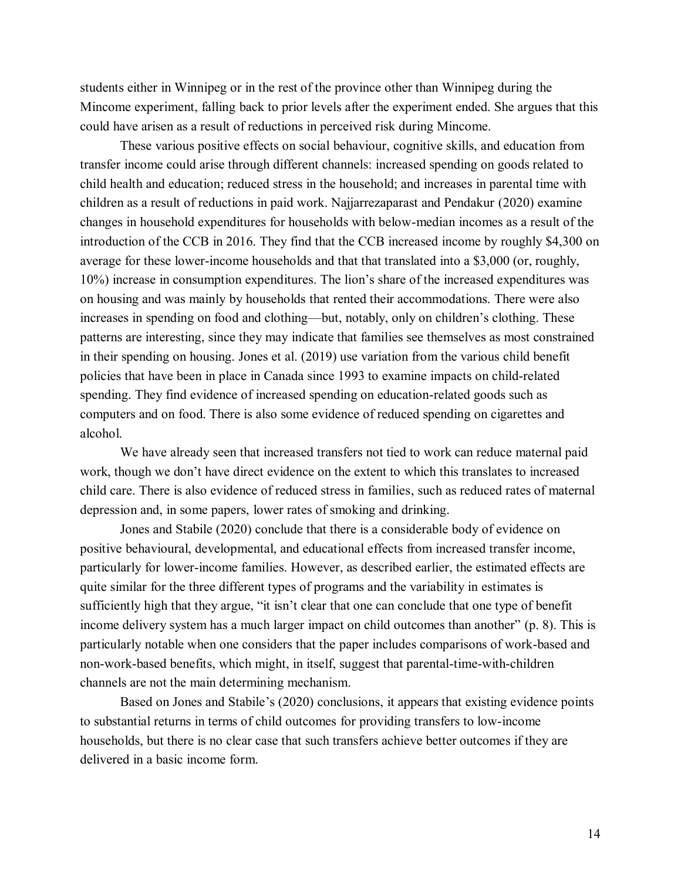students either in Winnipeg or in the rest of the province other than Winnipeg during the Mincome experiment, falling back to prior levels after the experiment ended. She argues that this could have arisen as a result of reductions in perceived risk during Mincome.

These various positive effects on social behaviour, cognitive skills, and education from transfer income could arise through different channels: increased spending on goods related to child health and education; reduced stress in the household; and increases in parental time with children as a result of reductions in paid work. Najjarrezaparast and Pendakur (2020) examine changes in household expenditures for households with below-median incomes as a result of the introduction of the CCB in 2016. They find that the CCB increased income by roughly $4,300 on average for these lower-income households and that that translated into a $3,000 (or, roughly, 10%) increase in consumption expenditures. The lion's share of the increased expenditures was on housing and was mainly by households that rented their accommodations. There were also increases in spending on food and clothing—but, notably, only on children's clothing. These patterns are interesting, since they may indicate that families see themselves as most constrained in their spending on housing. Jones et al. (2019) use variation from the various child benefit policies that have been in place in Canada since 1993 to examine impacts on child-related spending. They find evidence of increased spending on education-related goods such as computers and on food. There is also some evidence of reduced spending on cigarettes and alcohol.

We have already seen that increased transfers not tied to work can reduce maternal paid work, though we don't have direct evidence on the extent to which this translates to increased child care. There is also evidence of reduced stress in families, such as reduced rates of maternal depression and, in some papers, lower rates of smoking and drinking.

Jones and Stabile (2020) conclude that there is a considerable body of evidence on positive behavioural, developmental, and educational effects from increased transfer income, particularly for lower-income families. However, as described earlier, the estimated effects are quite similar for the three different types of programs and the variability in estimates is sufficiently high that they argue, "it isn't clear that one can conclude that one type of benefit income delivery system has a much larger impact on child outcomes than another" (p. 8). This is particularly notable when one considers that the paper includes comparisons of work-based and non-work-based benefits, which might, in itself, suggest that parental-time-with-children channels are not the main determining mechanism.

Based on Jones and Stabile's (2020) conclusions, it appears that existing evidence points to substantial returns in terms of child outcomes for providing transfers to low-income households, but there is no clear case that such transfers achieve better outcomes if they are delivered in a basic income form.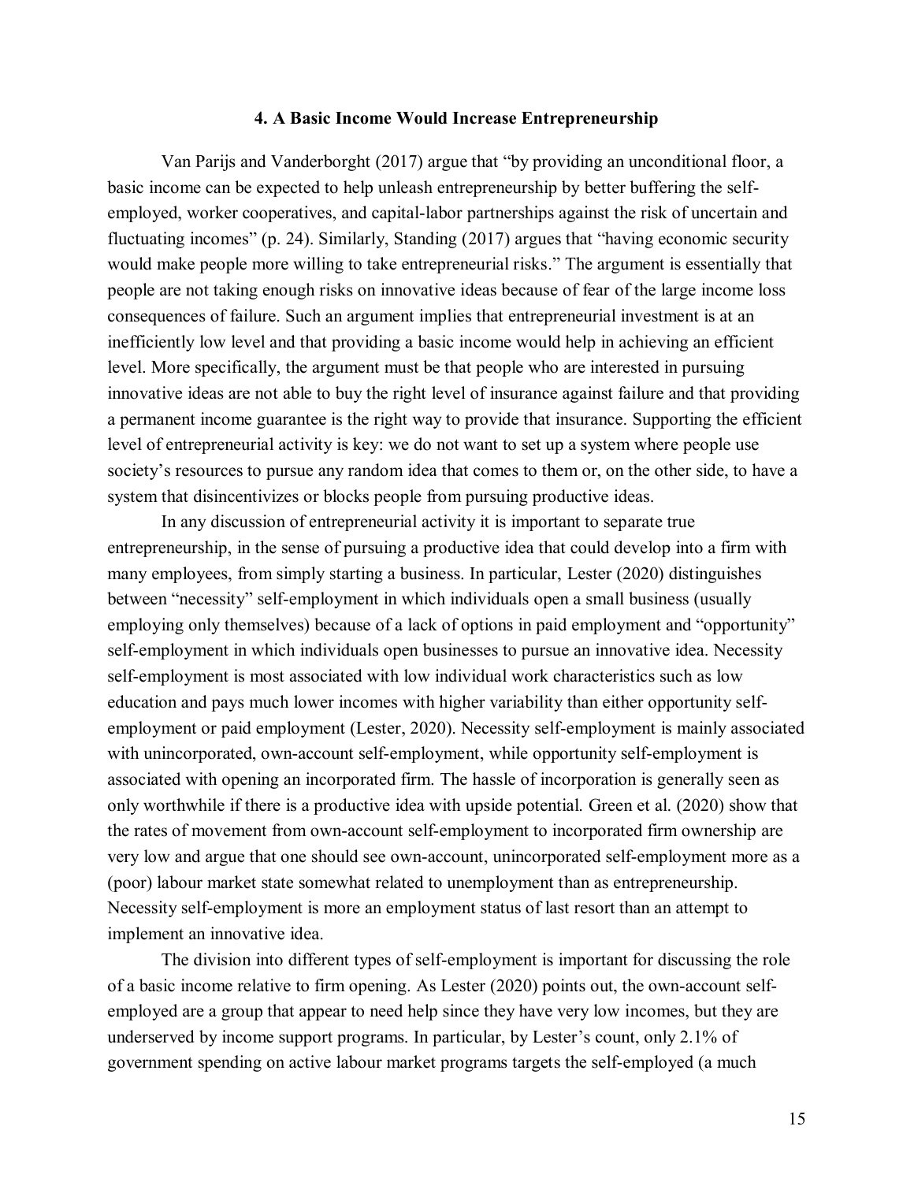## 4. A Basic Income Would Increase Entrepreneurship

Van Parijs and Vanderborght (2017) argue that "by providing an unconditional floor, a basic income can be expected to help unleash entrepreneurship by better buffering the self-employed, worker cooperatives, and capital-labor partnerships against the risk of uncertain and fluctuating incomes" (p. 24). Similarly, Standing (2017) argues that "having economic security would make people more willing to take entrepreneurial risks." The argument is essentially that people are not taking enough risks on innovative ideas because of fear of the large income loss consequences of failure. Such an argument implies that entrepreneurial investment is at an inefficiently low level and that providing a basic income would help in achieving an efficient level. More specifically, the argument must be that people who are interested in pursuing innovative ideas are not able to buy the right level of insurance against failure and that providing a permanent income guarantee is the right way to provide that insurance. Supporting the efficient level of entrepreneurial activity is key: we do not want to set up a system where people use society's resources to pursue any random idea that comes to them or, on the other side, to have a system that disincentivizes or blocks people from pursuing productive ideas.

In any discussion of entrepreneurial activity it is important to separate true entrepreneurship, in the sense of pursuing a productive idea that could develop into a firm with many employees, from simply starting a business. In particular, Lester (2020) distinguishes between "necessity" self-employment in which individuals open a small business (usually employing only themselves) because of a lack of options in paid employment and "opportunity" self-employment in which individuals open businesses to pursue an innovative idea. Necessity self-employment is most associated with low individual work characteristics such as low education and pays much lower incomes with higher variability than either opportunity self-employment or paid employment (Lester, 2020). Necessity self-employment is mainly associated with unincorporated, own-account self-employment, while opportunity self-employment is associated with opening an incorporated firm. The hassle of incorporation is generally seen as only worthwhile if there is a productive idea with upside potential. Green et al. (2020) show that the rates of movement from own-account self-employment to incorporated firm ownership are very low and argue that one should see own-account, unincorporated self-employment more as a (poor) labour market state somewhat related to unemployment than as entrepreneurship. Necessity self-employment is more an employment status of last resort than an attempt to implement an innovative idea.

The division into different types of self-employment is important for discussing the role of a basic income relative to firm opening. As Lester (2020) points out, the own-account self-employed are a group that appear to need help since they have very low incomes, but they are underserved by income support programs. In particular, by Lester's count, only 2.1% of government spending on active labour market programs targets the self-employed (a much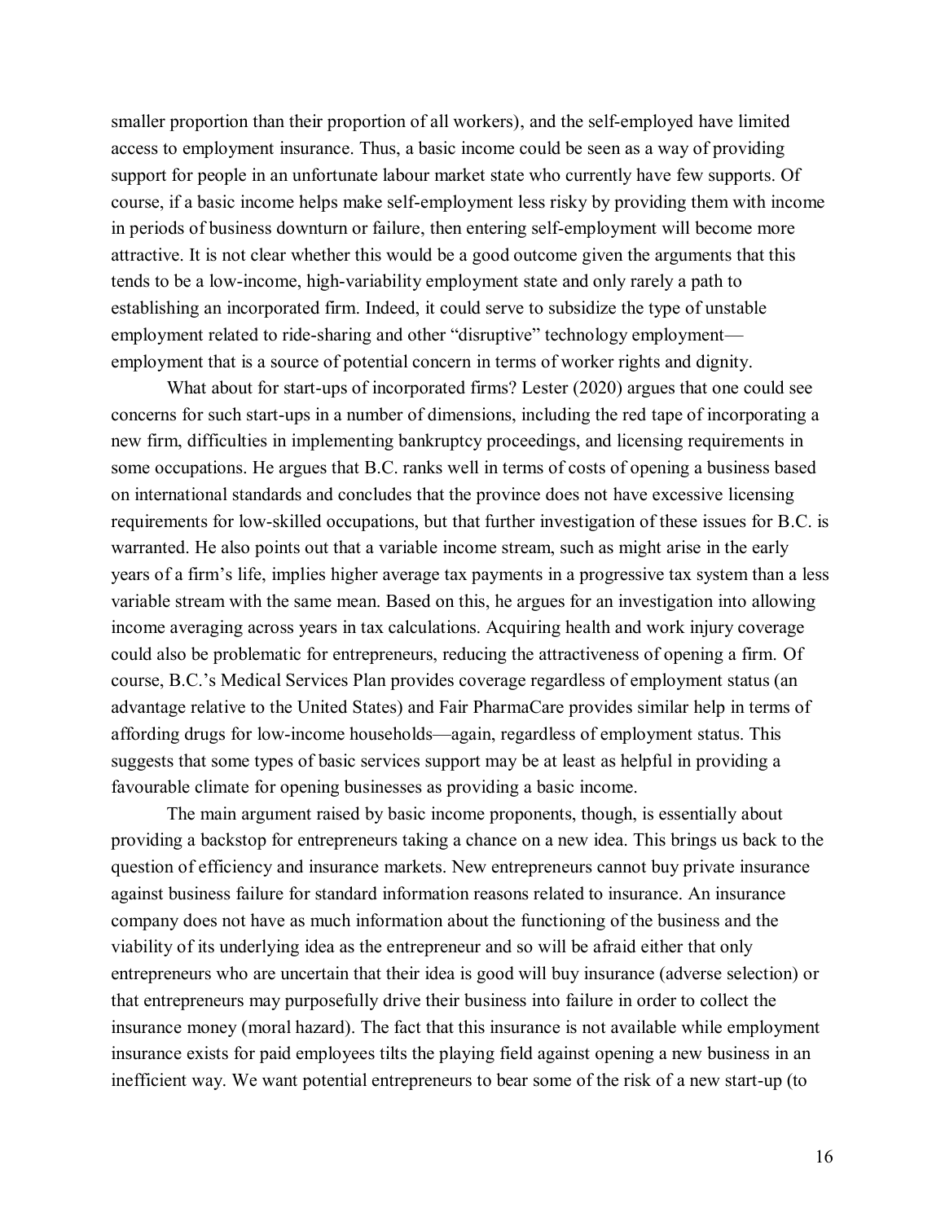smaller proportion than their proportion of all workers), and the self-employed have limited access to employment insurance. Thus, a basic income could be seen as a way of providing support for people in an unfortunate labour market state who currently have few supports. Of course, if a basic income helps make self-employment less risky by providing them with income in periods of business downturn or failure, then entering self-employment will become more attractive. It is not clear whether this would be a good outcome given the arguments that this tends to be a low-income, high-variability employment state and only rarely a path to establishing an incorporated firm. Indeed, it could serve to subsidize the type of unstable employment related to ride-sharing and other "disruptive" technology employment—employment that is a source of potential concern in terms of worker rights and dignity.

What about for start-ups of incorporated firms? Lester (2020) argues that one could see concerns for such start-ups in a number of dimensions, including the red tape of incorporating a new firm, difficulties in implementing bankruptcy proceedings, and licensing requirements in some occupations. He argues that B.C. ranks well in terms of costs of opening a business based on international standards and concludes that the province does not have excessive licensing requirements for low-skilled occupations, but that further investigation of these issues for B.C. is warranted. He also points out that a variable income stream, such as might arise in the early years of a firm's life, implies higher average tax payments in a progressive tax system than a less variable stream with the same mean. Based on this, he argues for an investigation into allowing income averaging across years in tax calculations. Acquiring health and work injury coverage could also be problematic for entrepreneurs, reducing the attractiveness of opening a firm. Of course, B.C.'s Medical Services Plan provides coverage regardless of employment status (an advantage relative to the United States) and Fair PharmaCare provides similar help in terms of affording drugs for low-income households—again, regardless of employment status. This suggests that some types of basic services support may be at least as helpful in providing a favourable climate for opening businesses as providing a basic income.

The main argument raised by basic income proponents, though, is essentially about providing a backstop for entrepreneurs taking a chance on a new idea. This brings us back to the question of efficiency and insurance markets. New entrepreneurs cannot buy private insurance against business failure for standard information reasons related to insurance. An insurance company does not have as much information about the functioning of the business and the viability of its underlying idea as the entrepreneur and so will be afraid either that only entrepreneurs who are uncertain that their idea is good will buy insurance (adverse selection) or that entrepreneurs may purposefully drive their business into failure in order to collect the insurance money (moral hazard). The fact that this insurance is not available while employment insurance exists for paid employees tilts the playing field against opening a new business in an inefficient way. We want potential entrepreneurs to bear some of the risk of a new start-up (to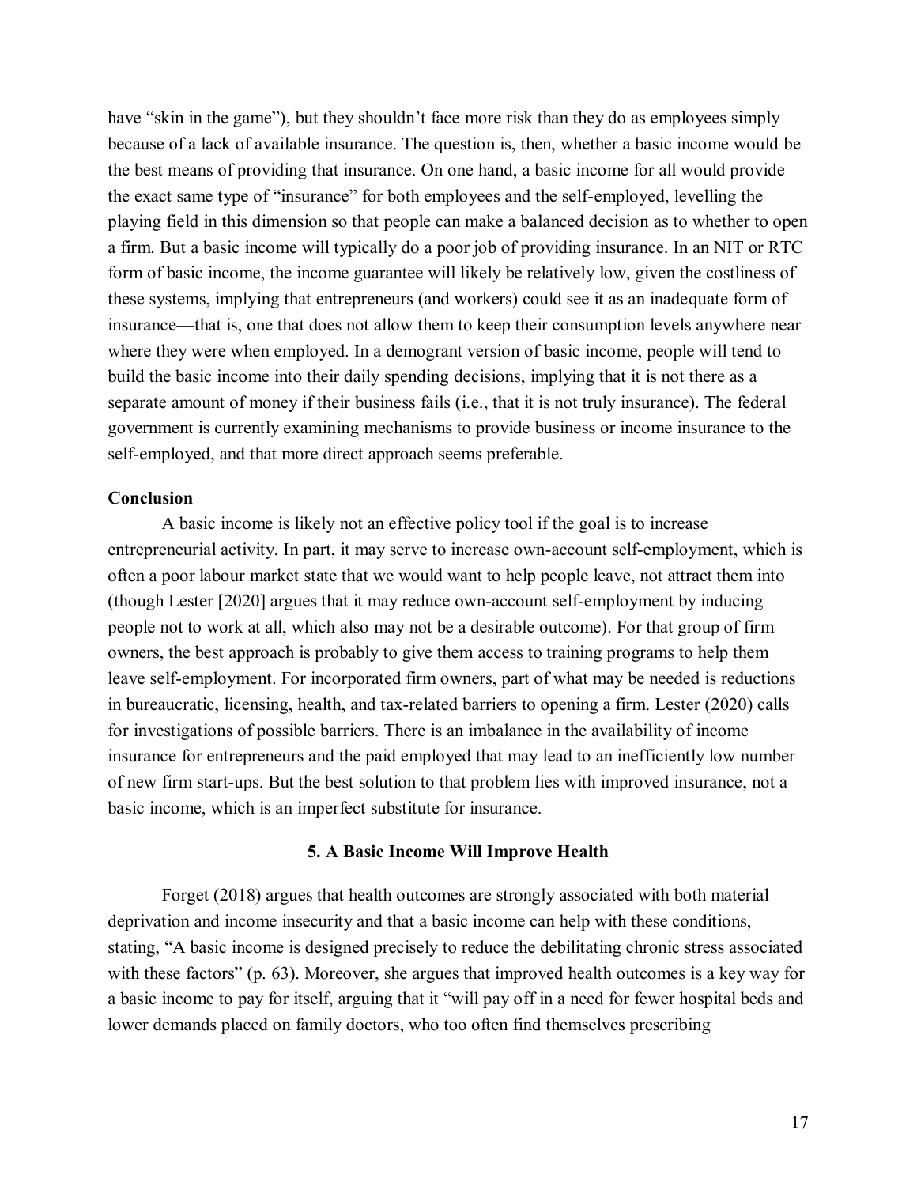have "skin in the game"), but they shouldn't face more risk than they do as employees simply because of a lack of available insurance. The question is, then, whether a basic income would be the best means of providing that insurance. On one hand, a basic income for all would provide the exact same type of "insurance" for both employees and the self-employed, levelling the playing field in this dimension so that people can make a balanced decision as to whether to open a firm. But a basic income will typically do a poor job of providing insurance. In an NIT or RTC form of basic income, the income guarantee will likely be relatively low, given the costliness of these systems, implying that entrepreneurs (and workers) could see it as an inadequate form of insurance—that is, one that does not allow them to keep their consumption levels anywhere near where they were when employed. In a demogrant version of basic income, people will tend to build the basic income into their daily spending decisions, implying that it is not there as a separate amount of money if their business fails (i.e., that it is not truly insurance). The federal government is currently examining mechanisms to provide business or income insurance to the self-employed, and that more direct approach seems preferable.

**Conclusion**

A basic income is likely not an effective policy tool if the goal is to increase entrepreneurial activity. In part, it may serve to increase own-account self-employment, which is often a poor labour market state that we would want to help people leave, not attract them into (though Lester [2020] argues that it may reduce own-account self-employment by inducing people not to work at all, which also may not be a desirable outcome). For that group of firm owners, the best approach is probably to give them access to training programs to help them leave self-employment. For incorporated firm owners, part of what may be needed is reductions in bureaucratic, licensing, health, and tax-related barriers to opening a firm. Lester (2020) calls for investigations of possible barriers. There is an imbalance in the availability of income insurance for entrepreneurs and the paid employed that may lead to an inefficiently low number of new firm start-ups. But the best solution to that problem lies with improved insurance, not a basic income, which is an imperfect substitute for insurance.

## 5. A Basic Income Will Improve Health

Forget (2018) argues that health outcomes are strongly associated with both material deprivation and income insecurity and that a basic income can help with these conditions, stating, "A basic income is designed precisely to reduce the debilitating chronic stress associated with these factors" (p. 63). Moreover, she argues that improved health outcomes is a key way for a basic income to pay for itself, arguing that it "will pay off in a need for fewer hospital beds and lower demands placed on family doctors, who too often find themselves prescribing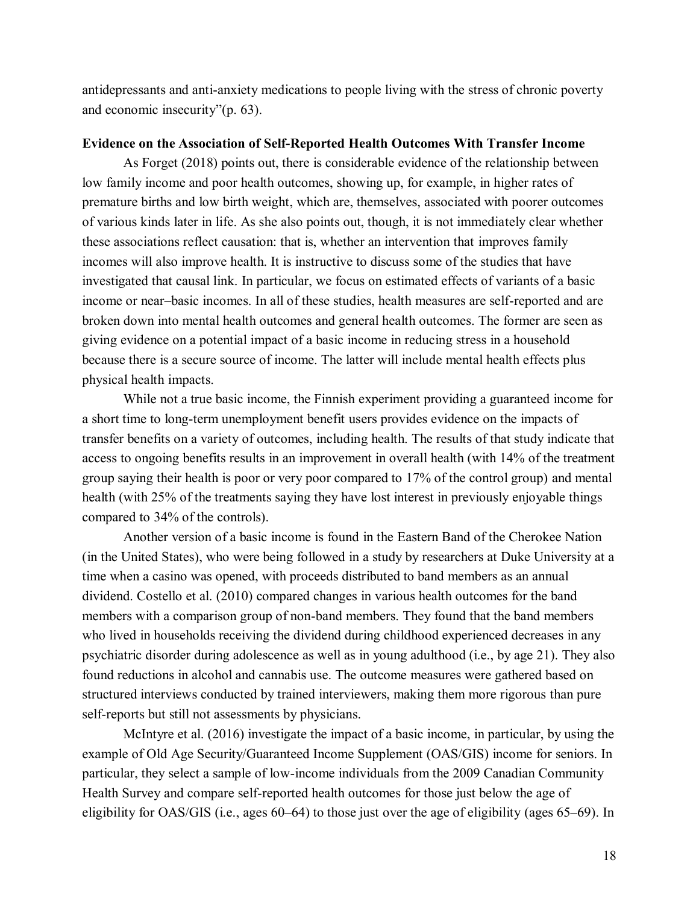antidepressants and anti-anxiety medications to people living with the stress of chronic poverty and economic insecurity"(p. 63).

**Evidence on the Association of Self-Reported Health Outcomes With Transfer Income**

As Forget (2018) points out, there is considerable evidence of the relationship between low family income and poor health outcomes, showing up, for example, in higher rates of premature births and low birth weight, which are, themselves, associated with poorer outcomes of various kinds later in life. As she also points out, though, it is not immediately clear whether these associations reflect causation: that is, whether an intervention that improves family incomes will also improve health. It is instructive to discuss some of the studies that have investigated that causal link. In particular, we focus on estimated effects of variants of a basic income or near–basic incomes. In all of these studies, health measures are self-reported and are broken down into mental health outcomes and general health outcomes. The former are seen as giving evidence on a potential impact of a basic income in reducing stress in a household because there is a secure source of income. The latter will include mental health effects plus physical health impacts.

While not a true basic income, the Finnish experiment providing a guaranteed income for a short time to long-term unemployment benefit users provides evidence on the impacts of transfer benefits on a variety of outcomes, including health. The results of that study indicate that access to ongoing benefits results in an improvement in overall health (with 14% of the treatment group saying their health is poor or very poor compared to 17% of the control group) and mental health (with 25% of the treatments saying they have lost interest in previously enjoyable things compared to 34% of the controls).

Another version of a basic income is found in the Eastern Band of the Cherokee Nation (in the United States), who were being followed in a study by researchers at Duke University at a time when a casino was opened, with proceeds distributed to band members as an annual dividend. Costello et al. (2010) compared changes in various health outcomes for the band members with a comparison group of non-band members. They found that the band members who lived in households receiving the dividend during childhood experienced decreases in any psychiatric disorder during adolescence as well as in young adulthood (i.e., by age 21). They also found reductions in alcohol and cannabis use. The outcome measures were gathered based on structured interviews conducted by trained interviewers, making them more rigorous than pure self-reports but still not assessments by physicians.

McIntyre et al. (2016) investigate the impact of a basic income, in particular, by using the example of Old Age Security/Guaranteed Income Supplement (OAS/GIS) income for seniors. In particular, they select a sample of low-income individuals from the 2009 Canadian Community Health Survey and compare self-reported health outcomes for those just below the age of eligibility for OAS/GIS (i.e., ages 60–64) to those just over the age of eligibility (ages 65–69). In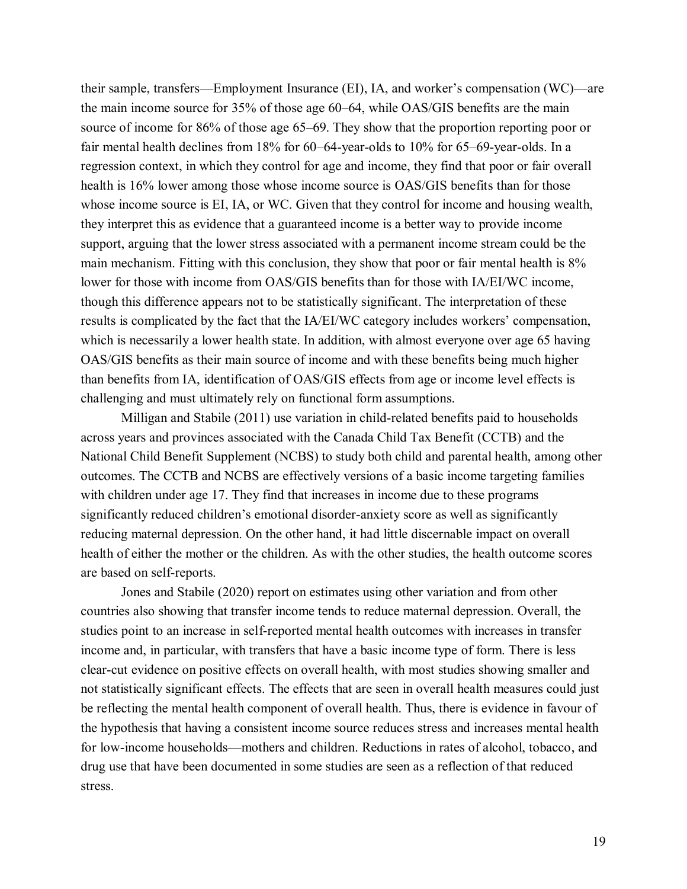their sample, transfers—Employment Insurance (EI), IA, and worker's compensation (WC)—are the main income source for 35% of those age 60–64, while OAS/GIS benefits are the main source of income for 86% of those age 65–69. They show that the proportion reporting poor or fair mental health declines from 18% for 60–64-year-olds to 10% for 65–69-year-olds. In a regression context, in which they control for age and income, they find that poor or fair overall health is 16% lower among those whose income source is OAS/GIS benefits than for those whose income source is EI, IA, or WC. Given that they control for income and housing wealth, they interpret this as evidence that a guaranteed income is a better way to provide income support, arguing that the lower stress associated with a permanent income stream could be the main mechanism. Fitting with this conclusion, they show that poor or fair mental health is 8% lower for those with income from OAS/GIS benefits than for those with IA/EI/WC income, though this difference appears not to be statistically significant. The interpretation of these results is complicated by the fact that the IA/EI/WC category includes workers' compensation, which is necessarily a lower health state. In addition, with almost everyone over age 65 having OAS/GIS benefits as their main source of income and with these benefits being much higher than benefits from IA, identification of OAS/GIS effects from age or income level effects is challenging and must ultimately rely on functional form assumptions.

Milligan and Stabile (2011) use variation in child-related benefits paid to households across years and provinces associated with the Canada Child Tax Benefit (CCTB) and the National Child Benefit Supplement (NCBS) to study both child and parental health, among other outcomes. The CCTB and NCBS are effectively versions of a basic income targeting families with children under age 17. They find that increases in income due to these programs significantly reduced children's emotional disorder-anxiety score as well as significantly reducing maternal depression. On the other hand, it had little discernable impact on overall health of either the mother or the children. As with the other studies, the health outcome scores are based on self-reports.

Jones and Stabile (2020) report on estimates using other variation and from other countries also showing that transfer income tends to reduce maternal depression. Overall, the studies point to an increase in self-reported mental health outcomes with increases in transfer income and, in particular, with transfers that have a basic income type of form. There is less clear-cut evidence on positive effects on overall health, with most studies showing smaller and not statistically significant effects. The effects that are seen in overall health measures could just be reflecting the mental health component of overall health. Thus, there is evidence in favour of the hypothesis that having a consistent income source reduces stress and increases mental health for low-income households—mothers and children. Reductions in rates of alcohol, tobacco, and drug use that have been documented in some studies are seen as a reflection of that reduced stress.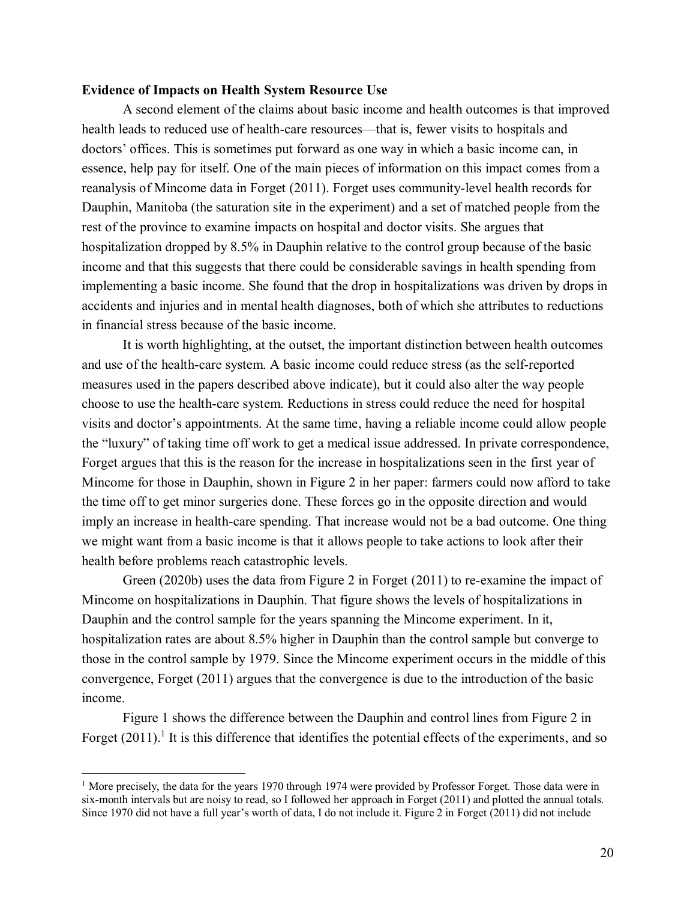**Evidence of Impacts on Health System Resource Use**

A second element of the claims about basic income and health outcomes is that improved health leads to reduced use of health-care resources—that is, fewer visits to hospitals and doctors' offices. This is sometimes put forward as one way in which a basic income can, in essence, help pay for itself. One of the main pieces of information on this impact comes from a reanalysis of Mincome data in Forget (2011). Forget uses community-level health records for Dauphin, Manitoba (the saturation site in the experiment) and a set of matched people from the rest of the province to examine impacts on hospital and doctor visits. She argues that hospitalization dropped by 8.5% in Dauphin relative to the control group because of the basic income and that this suggests that there could be considerable savings in health spending from implementing a basic income. She found that the drop in hospitalizations was driven by drops in accidents and injuries and in mental health diagnoses, both of which she attributes to reductions in financial stress because of the basic income.

It is worth highlighting, at the outset, the important distinction between health outcomes and use of the health-care system. A basic income could reduce stress (as the self-reported measures used in the papers described above indicate), but it could also alter the way people choose to use the health-care system. Reductions in stress could reduce the need for hospital visits and doctor's appointments. At the same time, having a reliable income could allow people the "luxury" of taking time off work to get a medical issue addressed. In private correspondence, Forget argues that this is the reason for the increase in hospitalizations seen in the first year of Mincome for those in Dauphin, shown in Figure 2 in her paper: farmers could now afford to take the time off to get minor surgeries done. These forces go in the opposite direction and would imply an increase in health-care spending. That increase would not be a bad outcome. One thing we might want from a basic income is that it allows people to take actions to look after their health before problems reach catastrophic levels.

Green (2020b) uses the data from Figure 2 in Forget (2011) to re-examine the impact of Mincome on hospitalizations in Dauphin. That figure shows the levels of hospitalizations in Dauphin and the control sample for the years spanning the Mincome experiment. In it, hospitalization rates are about 8.5% higher in Dauphin than the control sample but converge to those in the control sample by 1979. Since the Mincome experiment occurs in the middle of this convergence, Forget (2011) argues that the convergence is due to the introduction of the basic income.

Figure 1 shows the difference between the Dauphin and control lines from Figure 2 in Forget (2011).[1] It is this difference that identifies the potential effects of the experiments, and so

[1] More precisely, the data for the years 1970 through 1974 were provided by Professor Forget. Those data were in six-month intervals but are noisy to read, so I followed her approach in Forget (2011) and plotted the annual totals. Since 1970 did not have a full year's worth of data, I do not include it. Figure 2 in Forget (2011) did not include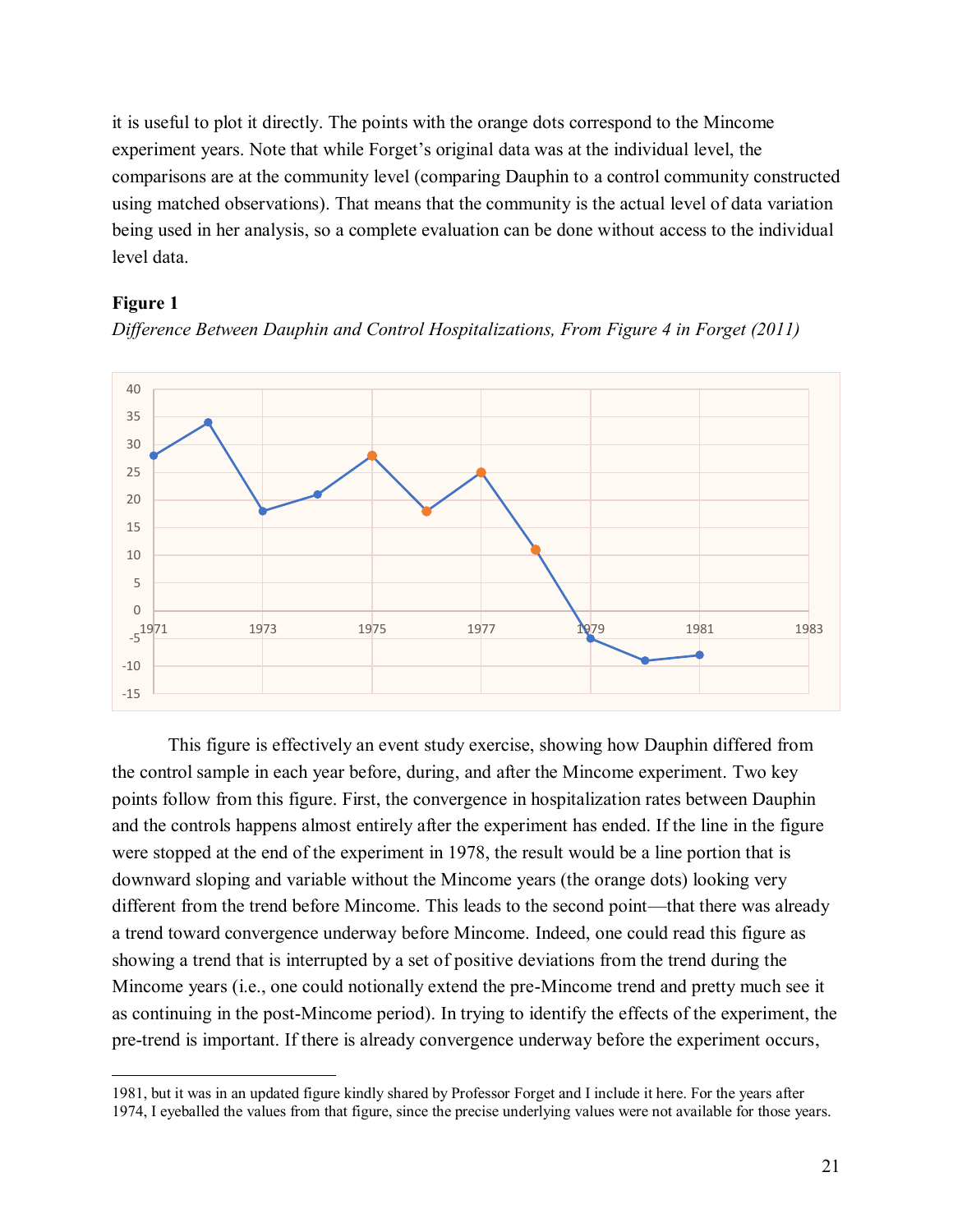it is useful to plot it directly. The points with the orange dots correspond to the Mincome experiment years. Note that while Forget's original data was at the individual level, the comparisons are at the community level (comparing Dauphin to a control community constructed using matched observations). That means that the community is the actual level of data variation being used in her analysis, so a complete evaluation can be done without access to the individual level data.

**Figure 1**

*Difference Between Dauphin and Control Hospitalizations, From Figure 4 in Forget (2011)*

This figure is effectively an event study exercise, showing how Dauphin differed from the control sample in each year before, during, and after the Mincome experiment. Two key points follow from this figure. First, the convergence in hospitalization rates between Dauphin and the controls happens almost entirely after the experiment has ended. If the line in the figure were stopped at the end of the experiment in 1978, the result would be a line portion that is downward sloping and variable without the Mincome years (the orange dots) looking very different from the trend before Mincome. This leads to the second point—that there was already a trend toward convergence underway before Mincome. Indeed, one could read this figure as showing a trend that is interrupted by a set of positive deviations from the trend during the Mincome years (i.e., one could notionally extend the pre-Mincome trend and pretty much see it as continuing in the post-Mincome period). In trying to identify the effects of the experiment, the pre-trend is important. If there is already convergence underway before the experiment occurs,

1981, but it was in an updated figure kindly shared by Professor Forget and I include it here. For the years after 1974, I eyeballed the values from that figure, since the precise underlying values were not available for those years.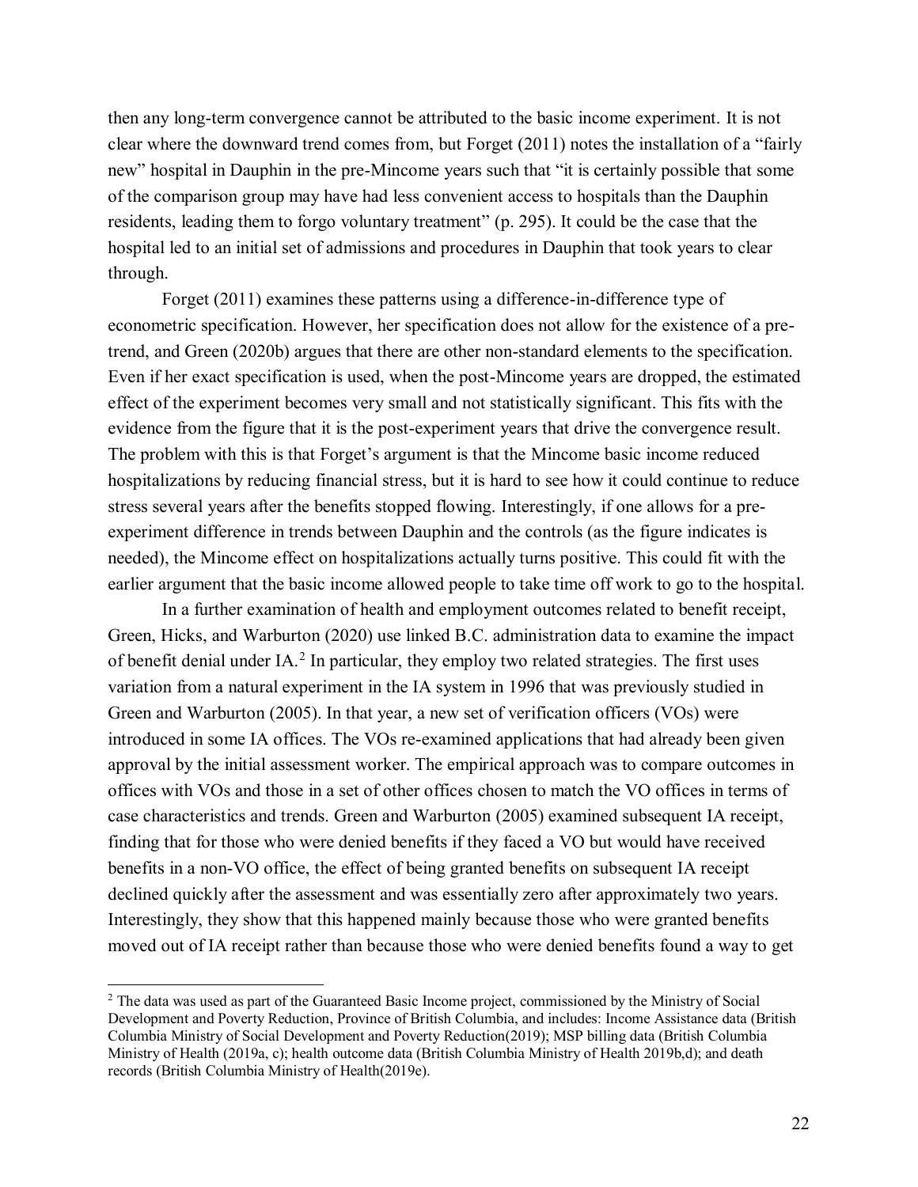then any long-term convergence cannot be attributed to the basic income experiment. It is not clear where the downward trend comes from, but Forget (2011) notes the installation of a "fairly new" hospital in Dauphin in the pre-Mincome years such that "it is certainly possible that some of the comparison group may have had less convenient access to hospitals than the Dauphin residents, leading them to forgo voluntary treatment" (p. 295). It could be the case that the hospital led to an initial set of admissions and procedures in Dauphin that took years to clear through.

Forget (2011) examines these patterns using a difference-in-difference type of econometric specification. However, her specification does not allow for the existence of a pre-trend, and Green (2020b) argues that there are other non-standard elements to the specification. Even if her exact specification is used, when the post-Mincome years are dropped, the estimated effect of the experiment becomes very small and not statistically significant. This fits with the evidence from the figure that it is the post-experiment years that drive the convergence result. The problem with this is that Forget's argument is that the Mincome basic income reduced hospitalizations by reducing financial stress, but it is hard to see how it could continue to reduce stress several years after the benefits stopped flowing. Interestingly, if one allows for a pre-experiment difference in trends between Dauphin and the controls (as the figure indicates is needed), the Mincome effect on hospitalizations actually turns positive. This could fit with the earlier argument that the basic income allowed people to take time off work to go to the hospital.

In a further examination of health and employment outcomes related to benefit receipt, Green, Hicks, and Warburton (2020) use linked B.C. administration data to examine the impact of benefit denial under IA.[2] In particular, they employ two related strategies. The first uses variation from a natural experiment in the IA system in 1996 that was previously studied in Green and Warburton (2005). In that year, a new set of verification officers (VOs) were introduced in some IA offices. The VOs re-examined applications that had already been given approval by the initial assessment worker. The empirical approach was to compare outcomes in offices with VOs and those in a set of other offices chosen to match the VO offices in terms of case characteristics and trends. Green and Warburton (2005) examined subsequent IA receipt, finding that for those who were denied benefits if they faced a VO but would have received benefits in a non-VO office, the effect of being granted benefits on subsequent IA receipt declined quickly after the assessment and was essentially zero after approximately two years. Interestingly, they show that this happened mainly because those who were granted benefits moved out of IA receipt rather than because those who were denied benefits found a way to get

[2] The data was used as part of the Guaranteed Basic Income project, commissioned by the Ministry of Social Development and Poverty Reduction, Province of British Columbia, and includes: Income Assistance data (British Columbia Ministry of Social Development and Poverty Reduction(2019); MSP billing data (British Columbia Ministry of Health (2019a, c); health outcome data (British Columbia Ministry of Health 2019b,d); and death records (British Columbia Ministry of Health(2019e).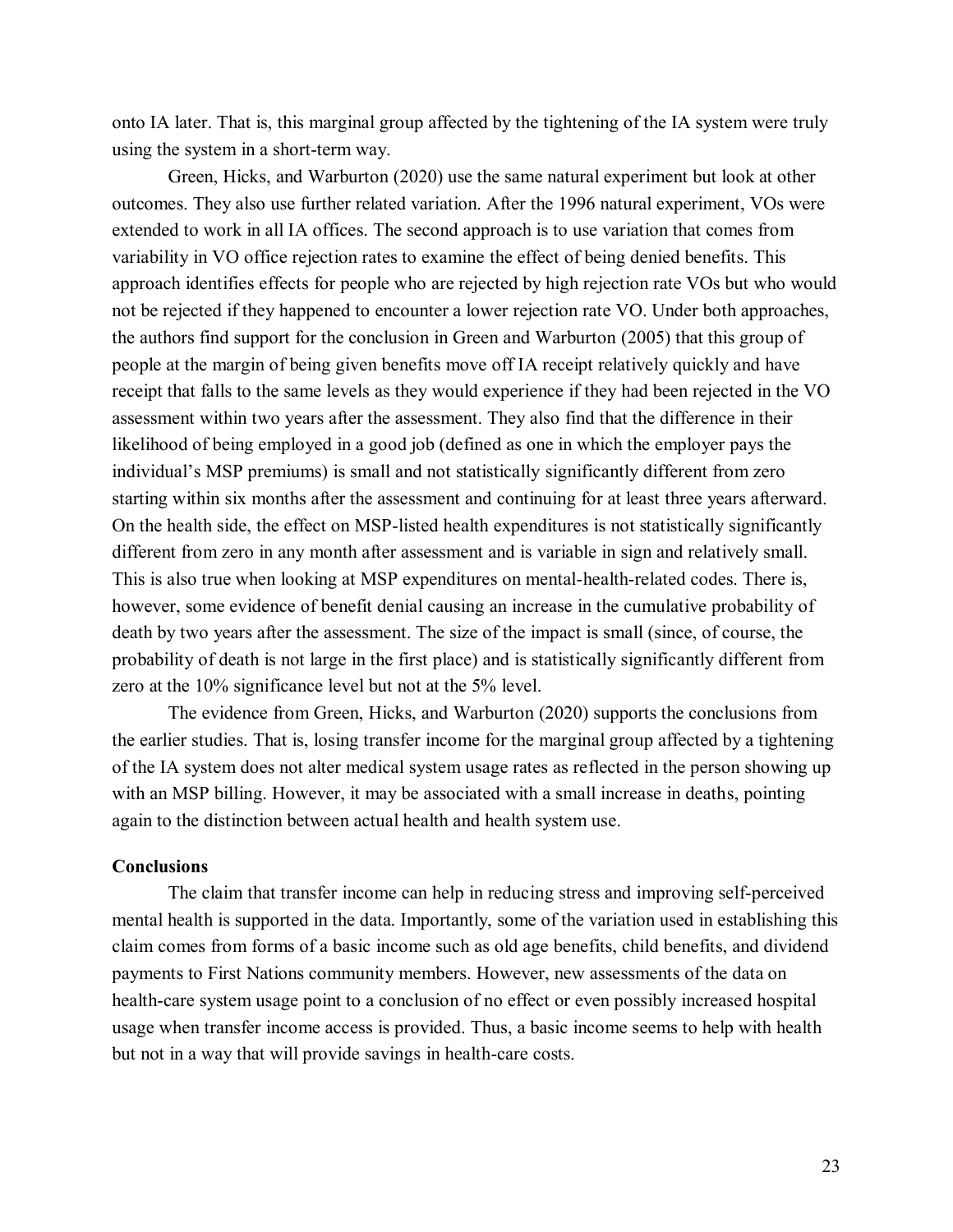onto IA later. That is, this marginal group affected by the tightening of the IA system were truly using the system in a short-term way.

Green, Hicks, and Warburton (2020) use the same natural experiment but look at other outcomes. They also use further related variation. After the 1996 natural experiment, VOs were extended to work in all IA offices. The second approach is to use variation that comes from variability in VO office rejection rates to examine the effect of being denied benefits. This approach identifies effects for people who are rejected by high rejection rate VOs but who would not be rejected if they happened to encounter a lower rejection rate VO. Under both approaches, the authors find support for the conclusion in Green and Warburton (2005) that this group of people at the margin of being given benefits move off IA receipt relatively quickly and have receipt that falls to the same levels as they would experience if they had been rejected in the VO assessment within two years after the assessment. They also find that the difference in their likelihood of being employed in a good job (defined as one in which the employer pays the individual's MSP premiums) is small and not statistically significantly different from zero starting within six months after the assessment and continuing for at least three years afterward. On the health side, the effect on MSP-listed health expenditures is not statistically significantly different from zero in any month after assessment and is variable in sign and relatively small. This is also true when looking at MSP expenditures on mental-health-related codes. There is, however, some evidence of benefit denial causing an increase in the cumulative probability of death by two years after the assessment. The size of the impact is small (since, of course, the probability of death is not large in the first place) and is statistically significantly different from zero at the 10% significance level but not at the 5% level.

The evidence from Green, Hicks, and Warburton (2020) supports the conclusions from the earlier studies. That is, losing transfer income for the marginal group affected by a tightening of the IA system does not alter medical system usage rates as reflected in the person showing up with an MSP billing. However, it may be associated with a small increase in deaths, pointing again to the distinction between actual health and health system use.

**Conclusions**

The claim that transfer income can help in reducing stress and improving self-perceived mental health is supported in the data. Importantly, some of the variation used in establishing this claim comes from forms of a basic income such as old age benefits, child benefits, and dividend payments to First Nations community members. However, new assessments of the data on health-care system usage point to a conclusion of no effect or even possibly increased hospital usage when transfer income access is provided. Thus, a basic income seems to help with health but not in a way that will provide savings in health-care costs.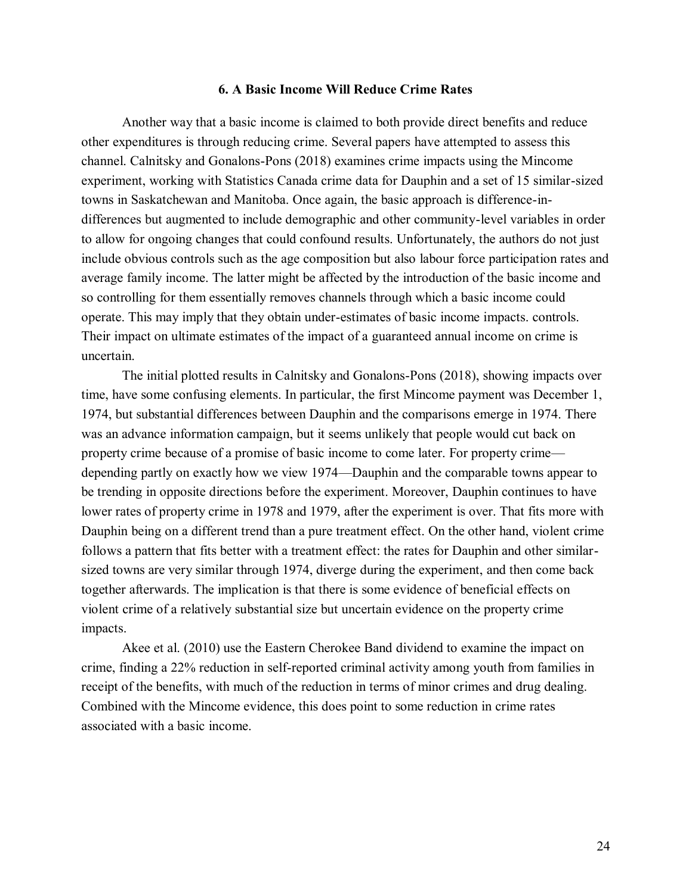### 6. A Basic Income Will Reduce Crime Rates

Another way that a basic income is claimed to both provide direct benefits and reduce other expenditures is through reducing crime. Several papers have attempted to assess this channel. Calnitsky and Gonalons-Pons (2018) examines crime impacts using the Mincome experiment, working with Statistics Canada crime data for Dauphin and a set of 15 similar-sized towns in Saskatchewan and Manitoba. Once again, the basic approach is difference-in-differences but augmented to include demographic and other community-level variables in order to allow for ongoing changes that could confound results. Unfortunately, the authors do not just include obvious controls such as the age composition but also labour force participation rates and average family income. The latter might be affected by the introduction of the basic income and so controlling for them essentially removes channels through which a basic income could operate. This may imply that they obtain under-estimates of basic income impacts. controls. Their impact on ultimate estimates of the impact of a guaranteed annual income on crime is uncertain.

The initial plotted results in Calnitsky and Gonalons-Pons (2018), showing impacts over time, have some confusing elements. In particular, the first Mincome payment was December 1, 1974, but substantial differences between Dauphin and the comparisons emerge in 1974. There was an advance information campaign, but it seems unlikely that people would cut back on property crime because of a promise of basic income to come later. For property crime—depending partly on exactly how we view 1974—Dauphin and the comparable towns appear to be trending in opposite directions before the experiment. Moreover, Dauphin continues to have lower rates of property crime in 1978 and 1979, after the experiment is over. That fits more with Dauphin being on a different trend than a pure treatment effect. On the other hand, violent crime follows a pattern that fits better with a treatment effect: the rates for Dauphin and other similar-sized towns are very similar through 1974, diverge during the experiment, and then come back together afterwards. The implication is that there is some evidence of beneficial effects on violent crime of a relatively substantial size but uncertain evidence on the property crime impacts.

Akee et al. (2010) use the Eastern Cherokee Band dividend to examine the impact on crime, finding a 22% reduction in self-reported criminal activity among youth from families in receipt of the benefits, with much of the reduction in terms of minor crimes and drug dealing. Combined with the Mincome evidence, this does point to some reduction in crime rates associated with a basic income.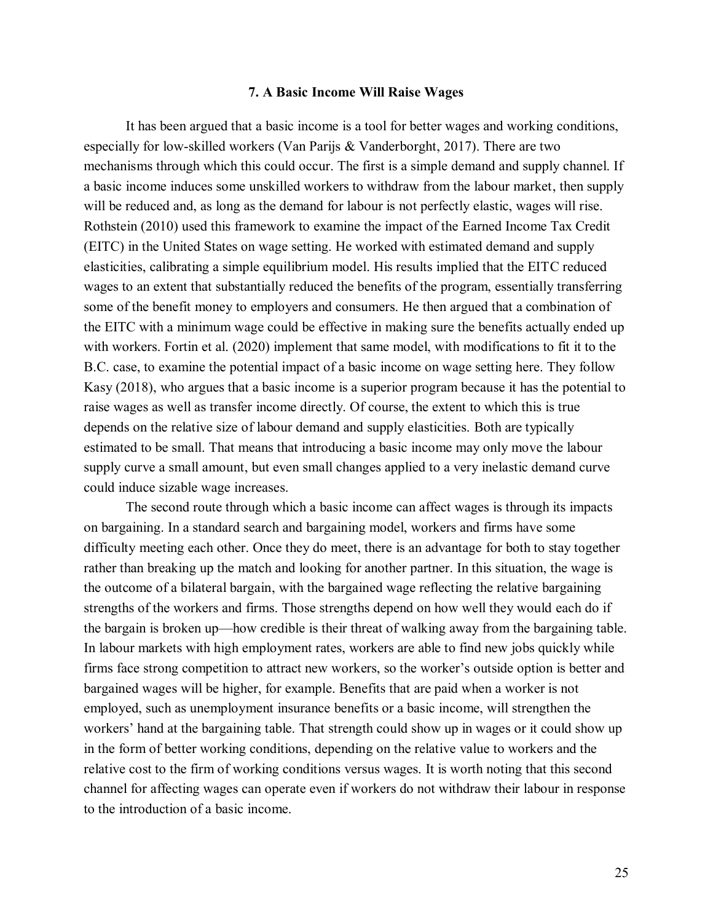## 7. A Basic Income Will Raise Wages

It has been argued that a basic income is a tool for better wages and working conditions, especially for low-skilled workers (Van Parijs & Vanderborght, 2017). There are two mechanisms through which this could occur. The first is a simple demand and supply channel. If a basic income induces some unskilled workers to withdraw from the labour market, then supply will be reduced and, as long as the demand for labour is not perfectly elastic, wages will rise. Rothstein (2010) used this framework to examine the impact of the Earned Income Tax Credit (EITC) in the United States on wage setting. He worked with estimated demand and supply elasticities, calibrating a simple equilibrium model. His results implied that the EITC reduced wages to an extent that substantially reduced the benefits of the program, essentially transferring some of the benefit money to employers and consumers. He then argued that a combination of the EITC with a minimum wage could be effective in making sure the benefits actually ended up with workers. Fortin et al. (2020) implement that same model, with modifications to fit it to the B.C. case, to examine the potential impact of a basic income on wage setting here. They follow Kasy (2018), who argues that a basic income is a superior program because it has the potential to raise wages as well as transfer income directly. Of course, the extent to which this is true depends on the relative size of labour demand and supply elasticities. Both are typically estimated to be small. That means that introducing a basic income may only move the labour supply curve a small amount, but even small changes applied to a very inelastic demand curve could induce sizable wage increases.

The second route through which a basic income can affect wages is through its impacts on bargaining. In a standard search and bargaining model, workers and firms have some difficulty meeting each other. Once they do meet, there is an advantage for both to stay together rather than breaking up the match and looking for another partner. In this situation, the wage is the outcome of a bilateral bargain, with the bargained wage reflecting the relative bargaining strengths of the workers and firms. Those strengths depend on how well they would each do if the bargain is broken up—how credible is their threat of walking away from the bargaining table. In labour markets with high employment rates, workers are able to find new jobs quickly while firms face strong competition to attract new workers, so the worker's outside option is better and bargained wages will be higher, for example. Benefits that are paid when a worker is not employed, such as unemployment insurance benefits or a basic income, will strengthen the workers' hand at the bargaining table. That strength could show up in wages or it could show up in the form of better working conditions, depending on the relative value to workers and the relative cost to the firm of working conditions versus wages. It is worth noting that this second channel for affecting wages can operate even if workers do not withdraw their labour in response to the introduction of a basic income.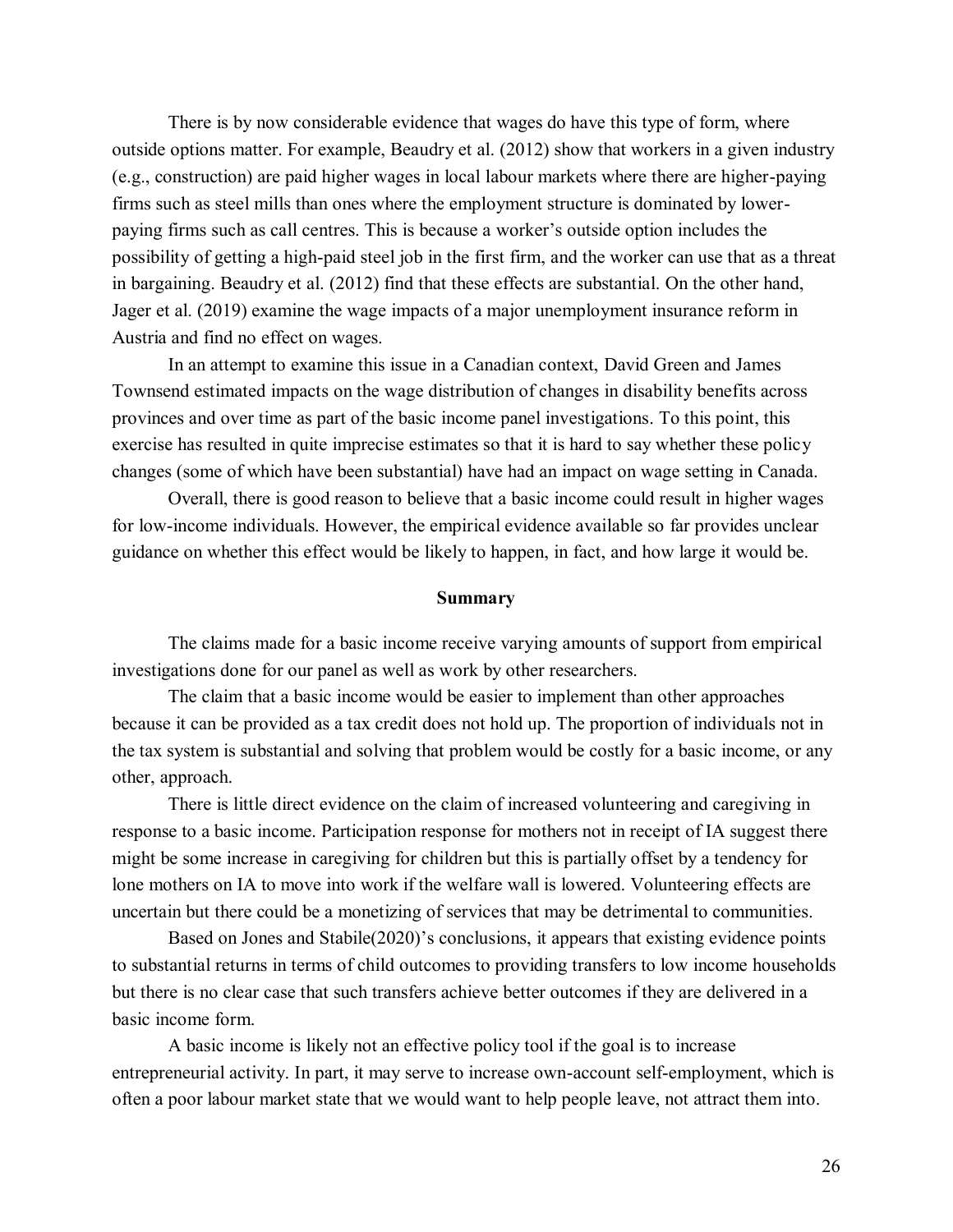There is by now considerable evidence that wages do have this type of form, where outside options matter. For example, Beaudry et al. (2012) show that workers in a given industry (e.g., construction) are paid higher wages in local labour markets where there are higher-paying firms such as steel mills than ones where the employment structure is dominated by lower-paying firms such as call centres. This is because a worker's outside option includes the possibility of getting a high-paid steel job in the first firm, and the worker can use that as a threat in bargaining. Beaudry et al. (2012) find that these effects are substantial. On the other hand, Jager et al. (2019) examine the wage impacts of a major unemployment insurance reform in Austria and find no effect on wages.

In an attempt to examine this issue in a Canadian context, David Green and James Townsend estimated impacts on the wage distribution of changes in disability benefits across provinces and over time as part of the basic income panel investigations. To this point, this exercise has resulted in quite imprecise estimates so that it is hard to say whether these policy changes (some of which have been substantial) have had an impact on wage setting in Canada.

Overall, there is good reason to believe that a basic income could result in higher wages for low-income individuals. However, the empirical evidence available so far provides unclear guidance on whether this effect would be likely to happen, in fact, and how large it would be.

**Summary**

The claims made for a basic income receive varying amounts of support from empirical investigations done for our panel as well as work by other researchers.

The claim that a basic income would be easier to implement than other approaches because it can be provided as a tax credit does not hold up. The proportion of individuals not in the tax system is substantial and solving that problem would be costly for a basic income, or any other, approach.

There is little direct evidence on the claim of increased volunteering and caregiving in response to a basic income. Participation response for mothers not in receipt of IA suggest there might be some increase in caregiving for children but this is partially offset by a tendency for lone mothers on IA to move into work if the welfare wall is lowered. Volunteering effects are uncertain but there could be a monetizing of services that may be detrimental to communities.

Based on Jones and Stabile(2020)'s conclusions, it appears that existing evidence points to substantial returns in terms of child outcomes to providing transfers to low income households but there is no clear case that such transfers achieve better outcomes if they are delivered in a basic income form.

A basic income is likely not an effective policy tool if the goal is to increase entrepreneurial activity. In part, it may serve to increase own-account self-employment, which is often a poor labour market state that we would want to help people leave, not attract them into.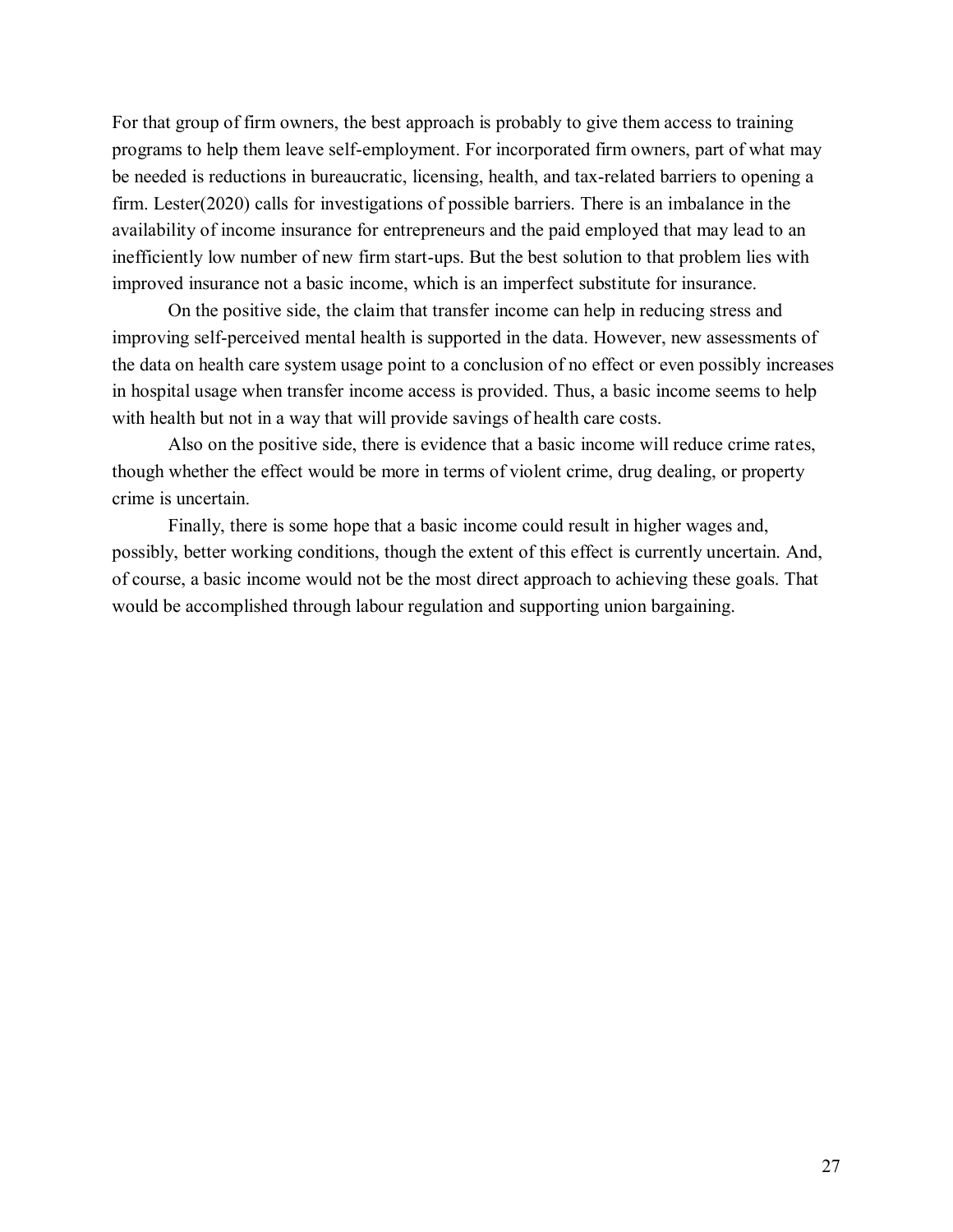For that group of firm owners, the best approach is probably to give them access to training programs to help them leave self-employment. For incorporated firm owners, part of what may be needed is reductions in bureaucratic, licensing, health, and tax-related barriers to opening a firm. Lester(2020) calls for investigations of possible barriers. There is an imbalance in the availability of income insurance for entrepreneurs and the paid employed that may lead to an inefficiently low number of new firm start-ups. But the best solution to that problem lies with improved insurance not a basic income, which is an imperfect substitute for insurance.

On the positive side, the claim that transfer income can help in reducing stress and improving self-perceived mental health is supported in the data. However, new assessments of the data on health care system usage point to a conclusion of no effect or even possibly increases in hospital usage when transfer income access is provided. Thus, a basic income seems to help with health but not in a way that will provide savings of health care costs.

Also on the positive side, there is evidence that a basic income will reduce crime rates, though whether the effect would be more in terms of violent crime, drug dealing, or property crime is uncertain.

Finally, there is some hope that a basic income could result in higher wages and, possibly, better working conditions, though the extent of this effect is currently uncertain. And, of course, a basic income would not be the most direct approach to achieving these goals. That would be accomplished through labour regulation and supporting union bargaining.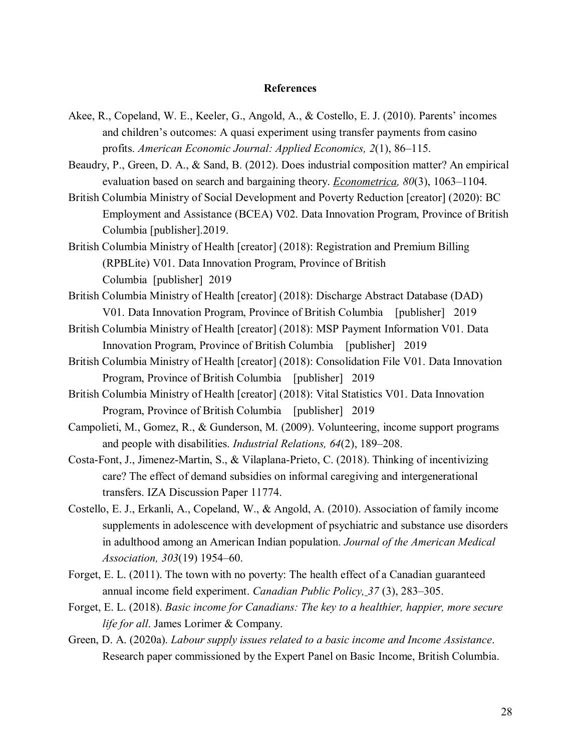# References

Akee, R., Copeland, W. E., Keeler, G., Angold, A., & Costello, E. J. (2010). Parents' incomes and children's outcomes: A quasi experiment using transfer payments from casino profits. *American Economic Journal: Applied Economics, 2*(1), 86–115.

Beaudry, P., Green, D. A., & Sand, B. (2012). Does industrial composition matter? An empirical evaluation based on search and bargaining theory. *Econometrica, 80*(3), 1063–1104.

British Columbia Ministry of Social Development and Poverty Reduction [creator] (2020): BC Employment and Assistance (BCEA) V02. Data Innovation Program, Province of British Columbia [publisher].2019.

British Columbia Ministry of Health [creator] (2018): Registration and Premium Billing (RPBLite) V01. Data Innovation Program, Province of British Columbia [publisher] 2019

British Columbia Ministry of Health [creator] (2018): Discharge Abstract Database (DAD) V01. Data Innovation Program, Province of British Columbia [publisher] 2019

British Columbia Ministry of Health [creator] (2018): MSP Payment Information V01. Data Innovation Program, Province of British Columbia [publisher] 2019

British Columbia Ministry of Health [creator] (2018): Consolidation File V01. Data Innovation Program, Province of British Columbia [publisher] 2019

British Columbia Ministry of Health [creator] (2018): Vital Statistics V01. Data Innovation Program, Province of British Columbia [publisher] 2019

Campolieti, M., Gomez, R., & Gunderson, M. (2009). Volunteering, income support programs and people with disabilities. *Industrial Relations, 64*(2), 189–208.

Costa-Font, J., Jimenez-Martin, S., & Vilaplana-Prieto, C. (2018). Thinking of incentivizing care? The effect of demand subsidies on informal caregiving and intergenerational transfers. IZA Discussion Paper 11774.

Costello, E. J., Erkanli, A., Copeland, W., & Angold, A. (2010). Association of family income supplements in adolescence with development of psychiatric and substance use disorders in adulthood among an American Indian population. *Journal of the American Medical Association, 303*(19) 1954–60.

Forget, E. L. (2011). The town with no poverty: The health effect of a Canadian guaranteed annual income field experiment. *Canadian Public Policy, 37* (3), 283–305.

Forget, E. L. (2018). *Basic income for Canadians: The key to a healthier, happier, more secure life for all*. James Lorimer & Company.

Green, D. A. (2020a). *Labour supply issues related to a basic income and Income Assistance*. Research paper commissioned by the Expert Panel on Basic Income, British Columbia.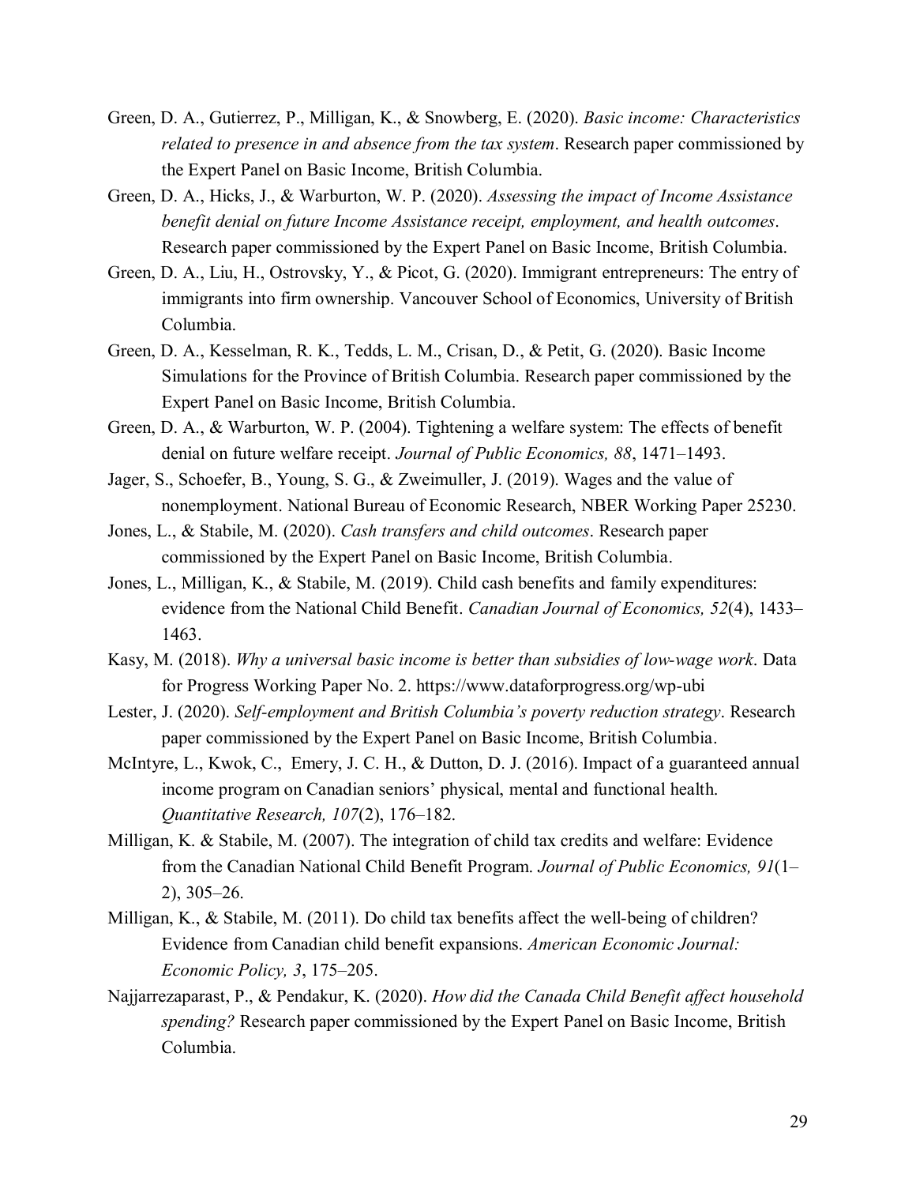Green, D. A., Gutierrez, P., Milligan, K., & Snowberg, E. (2020). *Basic income: Characteristics related to presence in and absence from the tax system*. Research paper commissioned by the Expert Panel on Basic Income, British Columbia.

Green, D. A., Hicks, J., & Warburton, W. P. (2020). *Assessing the impact of Income Assistance benefit denial on future Income Assistance receipt, employment, and health outcomes*. Research paper commissioned by the Expert Panel on Basic Income, British Columbia.

Green, D. A., Liu, H., Ostrovsky, Y., & Picot, G. (2020). Immigrant entrepreneurs: The entry of immigrants into firm ownership. Vancouver School of Economics, University of British Columbia.

Green, D. A., Kesselman, R. K., Tedds, L. M., Crisan, D., & Petit, G. (2020). Basic Income Simulations for the Province of British Columbia. Research paper commissioned by the Expert Panel on Basic Income, British Columbia.

Green, D. A., & Warburton, W. P. (2004). Tightening a welfare system: The effects of benefit denial on future welfare receipt. *Journal of Public Economics, 88*, 1471–1493.

Jager, S., Schoefer, B., Young, S. G., & Zweimuller, J. (2019). Wages and the value of nonemployment. National Bureau of Economic Research, NBER Working Paper 25230.

Jones, L., & Stabile, M. (2020). *Cash transfers and child outcomes*. Research paper commissioned by the Expert Panel on Basic Income, British Columbia.

Jones, L., Milligan, K., & Stabile, M. (2019). Child cash benefits and family expenditures: evidence from the National Child Benefit. *Canadian Journal of Economics, 52*(4), 1433–1463.

Kasy, M. (2018). *Why a universal basic income is better than subsidies of low-wage work*. Data for Progress Working Paper No. 2. https://www.dataforprogress.org/wp-ubi

Lester, J. (2020). *Self-employment and British Columbia's poverty reduction strategy*. Research paper commissioned by the Expert Panel on Basic Income, British Columbia.

McIntyre, L., Kwok, C., Emery, J. C. H., & Dutton, D. J. (2016). Impact of a guaranteed annual income program on Canadian seniors' physical, mental and functional health. *Quantitative Research, 107*(2), 176–182.

Milligan, K. & Stabile, M. (2007). The integration of child tax credits and welfare: Evidence from the Canadian National Child Benefit Program. *Journal of Public Economics, 91*(1–2), 305–26.

Milligan, K., & Stabile, M. (2011). Do child tax benefits affect the well-being of children? Evidence from Canadian child benefit expansions. *American Economic Journal: Economic Policy, 3*, 175–205.

Najjarrezaparast, P., & Pendakur, K. (2020). *How did the Canada Child Benefit affect household spending?* Research paper commissioned by the Expert Panel on Basic Income, British Columbia.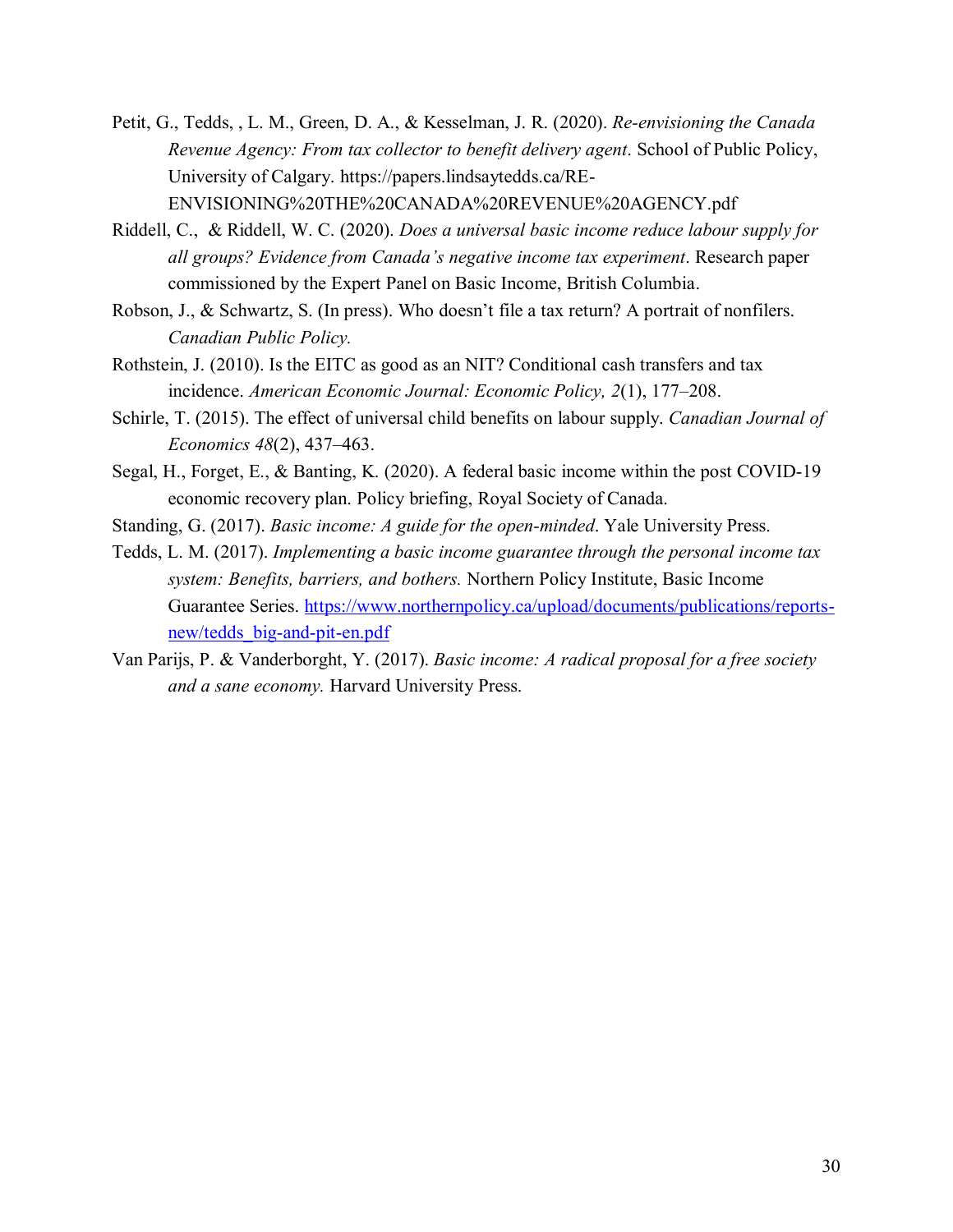Petit, G., Tedds, , L. M., Green, D. A., & Kesselman, J. R. (2020). *Re-envisioning the Canada Revenue Agency: From tax collector to benefit delivery agent*. School of Public Policy, University of Calgary. https://papers.lindsaytedds.ca/RE-ENVISIONING%20THE%20CANADA%20REVENUE%20AGENCY.pdf

Riddell, C., & Riddell, W. C. (2020). *Does a universal basic income reduce labour supply for all groups? Evidence from Canada's negative income tax experiment*. Research paper commissioned by the Expert Panel on Basic Income, British Columbia.

Robson, J., & Schwartz, S. (In press). Who doesn't file a tax return? A portrait of nonfilers. *Canadian Public Policy.*

Rothstein, J. (2010). Is the EITC as good as an NIT? Conditional cash transfers and tax incidence. *American Economic Journal: Economic Policy, 2*(1), 177–208.

Schirle, T. (2015). The effect of universal child benefits on labour supply. *Canadian Journal of Economics 48*(2), 437–463.

Segal, H., Forget, E., & Banting, K. (2020). A federal basic income within the post COVID-19 economic recovery plan. Policy briefing, Royal Society of Canada.

Standing, G. (2017). *Basic income: A guide for the open-minded*. Yale University Press.

Tedds, L. M. (2017). *Implementing a basic income guarantee through the personal income tax system: Benefits, barriers, and bothers.* Northern Policy Institute, Basic Income Guarantee Series. [https://www.northernpolicy.ca/upload/documents/publications/reports-new/tedds_big-and-pit-en.pdf](https://www.northernpolicy.ca/upload/documents/publications/reports-new/tedds_big-and-pit-en.pdf)

Van Parijs, P. & Vanderborght, Y. (2017). *Basic income: A radical proposal for a free society and a sane economy.* Harvard University Press.